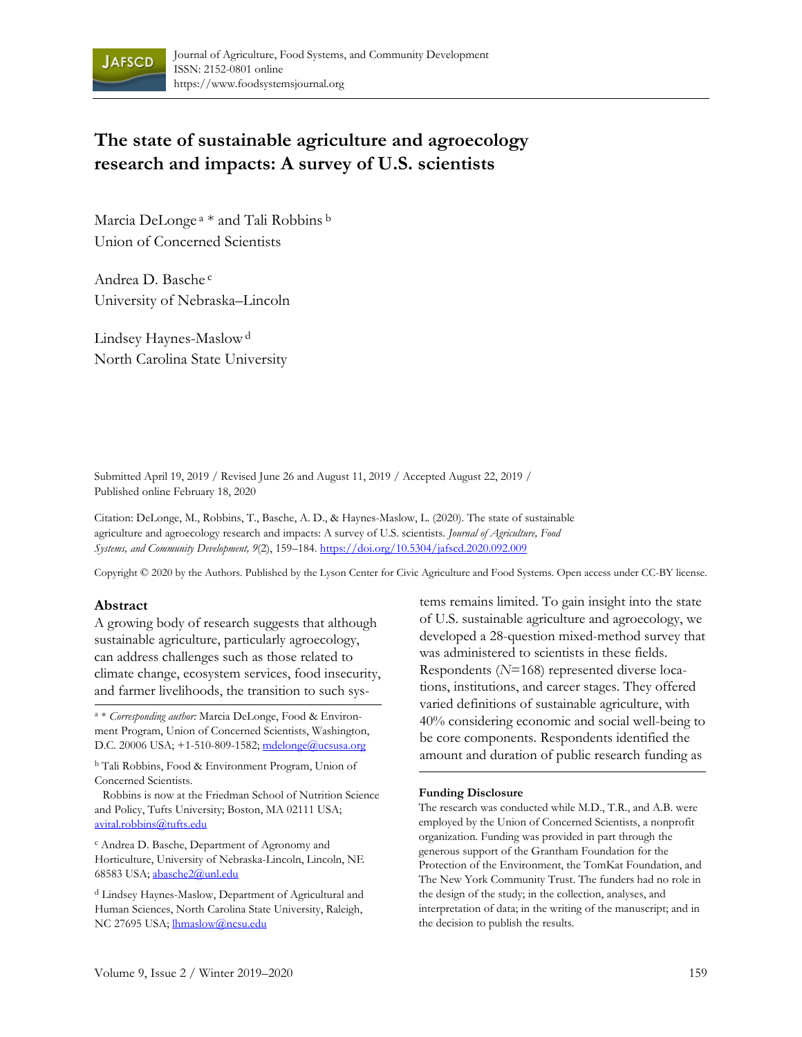# The state of sustainable agriculture and agroecology research and impacts: A survey of U.S. scientists

Marcia DeLonge [a] * and Tali Robbins [b]
Union of Concerned Scientists

Andrea D. Basche [c]
University of Nebraska–Lincoln

Lindsey Haynes-Maslow [d]
North Carolina State University

Submitted April 19, 2019 / Revised June 26 and August 11, 2019 / Accepted August 22, 2019 / Published online February 18, 2020

Citation: DeLonge, M., Robbins, T., Basche, A. D., & Haynes-Maslow, L. (2020). The state of sustainable agriculture and agroecology research and impacts: A survey of U.S. scientists. *Journal of Agriculture, Food Systems, and Community Development, 9*(2), 159–184. https://doi.org/10.5304/jafscd.2020.092.009

Copyright © 2020 by the Authors. Published by the Lyson Center for Civic Agriculture and Food Systems. Open access under CC-BY license.

## Abstract

A growing body of research suggests that although sustainable agriculture, particularly agroecology, can address challenges such as those related to climate change, ecosystem services, food insecurity, and farmer livelihoods, the transition to such systems remains limited. To gain insight into the state of U.S. sustainable agriculture and agroecology, we developed a 28-question mixed-method survey that was administered to scientists in these fields. Respondents (*N*=168) represented diverse locations, institutions, and career stages. They offered varied definitions of sustainable agriculture, with 40% considering economic and social well-being to be core components. Respondents identified the amount and duration of public research funding as

[a] * *Corresponding author:* Marcia DeLonge, Food & Environment Program, Union of Concerned Scientists, Washington, D.C. 20006 USA; +1-510-809-1582; mdelonge@ucsusa.org

[b] Tali Robbins, Food & Environment Program, Union of Concerned Scientists.
Robbins is now at the Friedman School of Nutrition Science and Policy, Tufts University; Boston, MA 02111 USA; avital.robbins@tufts.edu

[c] Andrea D. Basche, Department of Agronomy and Horticulture, University of Nebraska-Lincoln, Lincoln, NE 68583 USA; abasche2@unl.edu

[d] Lindsey Haynes-Maslow, Department of Agricultural and Human Sciences, North Carolina State University, Raleigh, NC 27695 USA; lhmaslow@ncsu.edu

**Funding Disclosure**

The research was conducted while M.D., T.R., and A.B. were employed by the Union of Concerned Scientists, a nonprofit organization. Funding was provided in part through the generous support of the Grantham Foundation for the Protection of the Environment, the TomKat Foundation, and The New York Community Trust. The funders had no role in the design of the study; in the collection, analyses, and interpretation of data; in the writing of the manuscript; and in the decision to publish the results.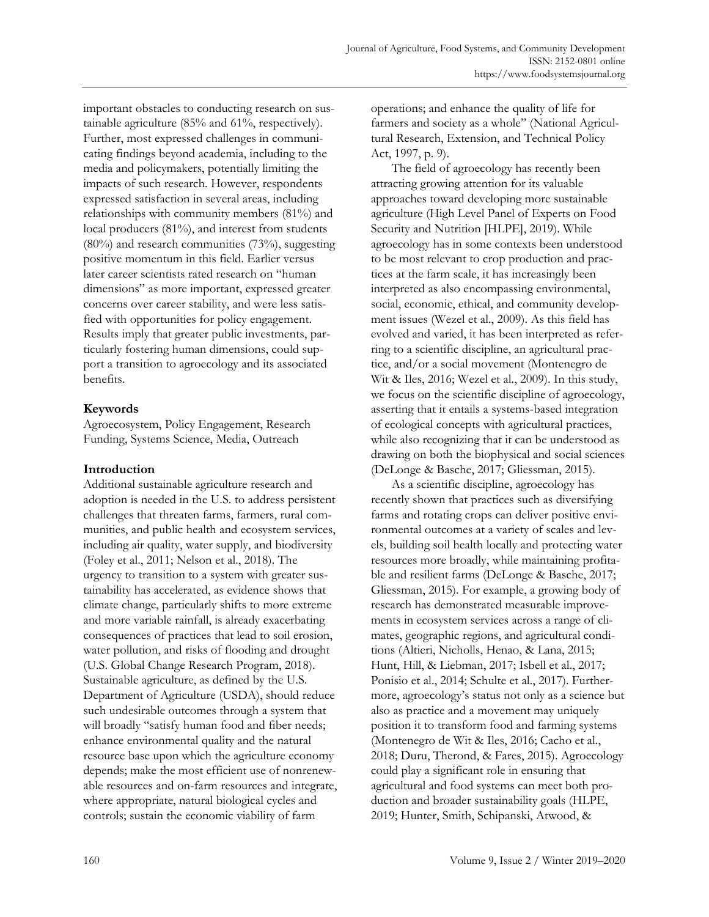important obstacles to conducting research on sustainable agriculture (85% and 61%, respectively). Further, most expressed challenges in communicating findings beyond academia, including to the media and policymakers, potentially limiting the impacts of such research. However, respondents expressed satisfaction in several areas, including relationships with community members (81%) and local producers (81%), and interest from students (80%) and research communities (73%), suggesting positive momentum in this field. Earlier versus later career scientists rated research on "human dimensions" as more important, expressed greater concerns over career stability, and were less satisfied with opportunities for policy engagement. Results imply that greater public investments, particularly fostering human dimensions, could support a transition to agroecology and its associated benefits.

### Keywords

Agroecosystem, Policy Engagement, Research Funding, Systems Science, Media, Outreach

## Introduction

Additional sustainable agriculture research and adoption is needed in the U.S. to address persistent challenges that threaten farms, farmers, rural communities, and public health and ecosystem services, including air quality, water supply, and biodiversity (Foley et al., 2011; Nelson et al., 2018). The urgency to transition to a system with greater sustainability has accelerated, as evidence shows that climate change, particularly shifts to more extreme and more variable rainfall, is already exacerbating consequences of practices that lead to soil erosion, water pollution, and risks of flooding and drought (U.S. Global Change Research Program, 2018). Sustainable agriculture, as defined by the U.S. Department of Agriculture (USDA), should reduce such undesirable outcomes through a system that will broadly "satisfy human food and fiber needs; enhance environmental quality and the natural resource base upon which the agriculture economy depends; make the most efficient use of nonrenewable resources and on-farm resources and integrate, where appropriate, natural biological cycles and controls; sustain the economic viability of farm operations; and enhance the quality of life for farmers and society as a whole" (National Agricultural Research, Extension, and Technical Policy Act, 1997, p. 9).

The field of agroecology has recently been attracting growing attention for its valuable approaches toward developing more sustainable agriculture (High Level Panel of Experts on Food Security and Nutrition [HLPE], 2019). While agroecology has in some contexts been understood to be most relevant to crop production and practices at the farm scale, it has increasingly been interpreted as also encompassing environmental, social, economic, ethical, and community development issues (Wezel et al., 2009). As this field has evolved and varied, it has been interpreted as referring to a scientific discipline, an agricultural practice, and/or a social movement (Montenegro de Wit & Iles, 2016; Wezel et al., 2009). In this study, we focus on the scientific discipline of agroecology, asserting that it entails a systems-based integration of ecological concepts with agricultural practices, while also recognizing that it can be understood as drawing on both the biophysical and social sciences (DeLonge & Basche, 2017; Gliessman, 2015).

As a scientific discipline, agroecology has recently shown that practices such as diversifying farms and rotating crops can deliver positive environmental outcomes at a variety of scales and levels, building soil health locally and protecting water resources more broadly, while maintaining profitable and resilient farms (DeLonge & Basche, 2017; Gliessman, 2015). For example, a growing body of research has demonstrated measurable improvements in ecosystem services across a range of climates, geographic regions, and agricultural conditions (Altieri, Nicholls, Henao, & Lana, 2015; Hunt, Hill, & Liebman, 2017; Isbell et al., 2017; Ponisio et al., 2014; Schulte et al., 2017). Furthermore, agroecology's status not only as a science but also as practice and a movement may uniquely position it to transform food and farming systems (Montenegro de Wit & Iles, 2016; Cacho et al., 2018; Duru, Therond, & Fares, 2015). Agroecology could play a significant role in ensuring that agricultural and food systems can meet both production and broader sustainability goals (HLPE, 2019; Hunter, Smith, Schipanski, Atwood, &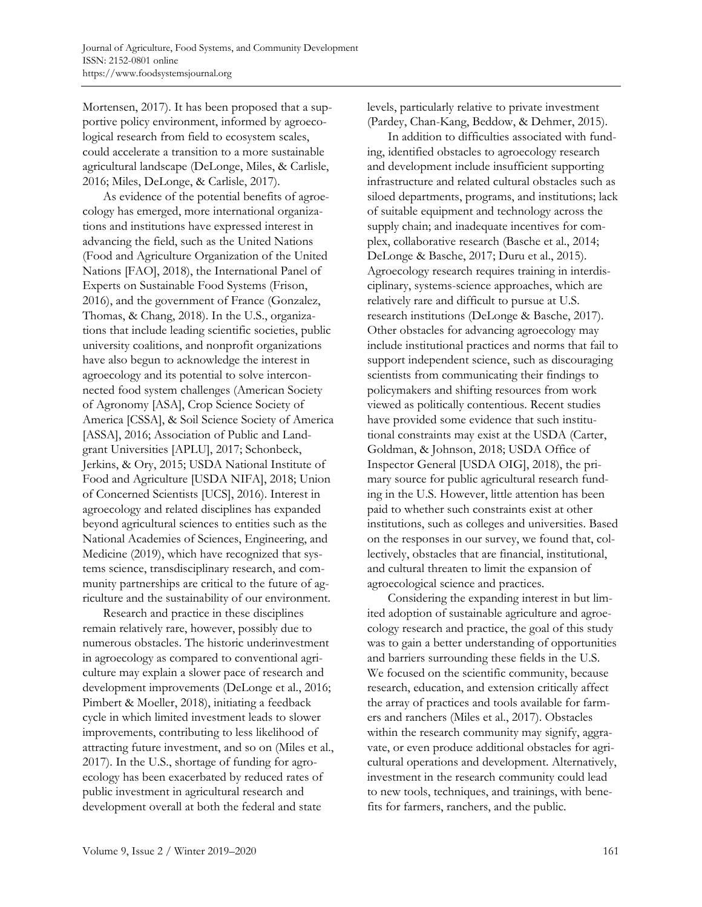Mortensen, 2017). It has been proposed that a supportive policy environment, informed by agroecological research from field to ecosystem scales, could accelerate a transition to a more sustainable agricultural landscape (DeLonge, Miles, & Carlisle, 2016; Miles, DeLonge, & Carlisle, 2017).

As evidence of the potential benefits of agroecology has emerged, more international organizations and institutions have expressed interest in advancing the field, such as the United Nations (Food and Agriculture Organization of the United Nations [FAO], 2018), the International Panel of Experts on Sustainable Food Systems (Frison, 2016), and the government of France (Gonzalez, Thomas, & Chang, 2018). In the U.S., organizations that include leading scientific societies, public university coalitions, and nonprofit organizations have also begun to acknowledge the interest in agroecology and its potential to solve interconnected food system challenges (American Society of Agronomy [ASA], Crop Science Society of America [CSSA], & Soil Science Society of America [ASSA], 2016; Association of Public and Land-grant Universities [APLU], 2017; Schonbeck, Jerkins, & Ory, 2015; USDA National Institute of Food and Agriculture [USDA NIFA], 2018; Union of Concerned Scientists [UCS], 2016). Interest in agroecology and related disciplines has expanded beyond agricultural sciences to entities such as the National Academies of Sciences, Engineering, and Medicine (2019), which have recognized that systems science, transdisciplinary research, and community partnerships are critical to the future of agriculture and the sustainability of our environment.

Research and practice in these disciplines remain relatively rare, however, possibly due to numerous obstacles. The historic underinvestment in agroecology as compared to conventional agriculture may explain a slower pace of research and development improvements (DeLonge et al., 2016; Pimbert & Moeller, 2018), initiating a feedback cycle in which limited investment leads to slower improvements, contributing to less likelihood of attracting future investment, and so on (Miles et al., 2017). In the U.S., shortage of funding for agroecology has been exacerbated by reduced rates of public investment in agricultural research and development overall at both the federal and state levels, particularly relative to private investment (Pardey, Chan-Kang, Beddow, & Dehmer, 2015).

In addition to difficulties associated with funding, identified obstacles to agroecology research and development include insufficient supporting infrastructure and related cultural obstacles such as siloed departments, programs, and institutions; lack of suitable equipment and technology across the supply chain; and inadequate incentives for complex, collaborative research (Basche et al., 2014; DeLonge & Basche, 2017; Duru et al., 2015). Agroecology research requires training in interdisciplinary, systems-science approaches, which are relatively rare and difficult to pursue at U.S. research institutions (DeLonge & Basche, 2017). Other obstacles for advancing agroecology may include institutional practices and norms that fail to support independent science, such as discouraging scientists from communicating their findings to policymakers and shifting resources from work viewed as politically contentious. Recent studies have provided some evidence that such institutional constraints may exist at the USDA (Carter, Goldman, & Johnson, 2018; USDA Office of Inspector General [USDA OIG], 2018), the primary source for public agricultural research funding in the U.S. However, little attention has been paid to whether such constraints exist at other institutions, such as colleges and universities. Based on the responses in our survey, we found that, collectively, obstacles that are financial, institutional, and cultural threaten to limit the expansion of agroecological science and practices.

Considering the expanding interest in but limited adoption of sustainable agriculture and agroecology research and practice, the goal of this study was to gain a better understanding of opportunities and barriers surrounding these fields in the U.S. We focused on the scientific community, because research, education, and extension critically affect the array of practices and tools available for farmers and ranchers (Miles et al., 2017). Obstacles within the research community may signify, aggravate, or even produce additional obstacles for agricultural operations and development. Alternatively, investment in the research community could lead to new tools, techniques, and trainings, with benefits for farmers, ranchers, and the public.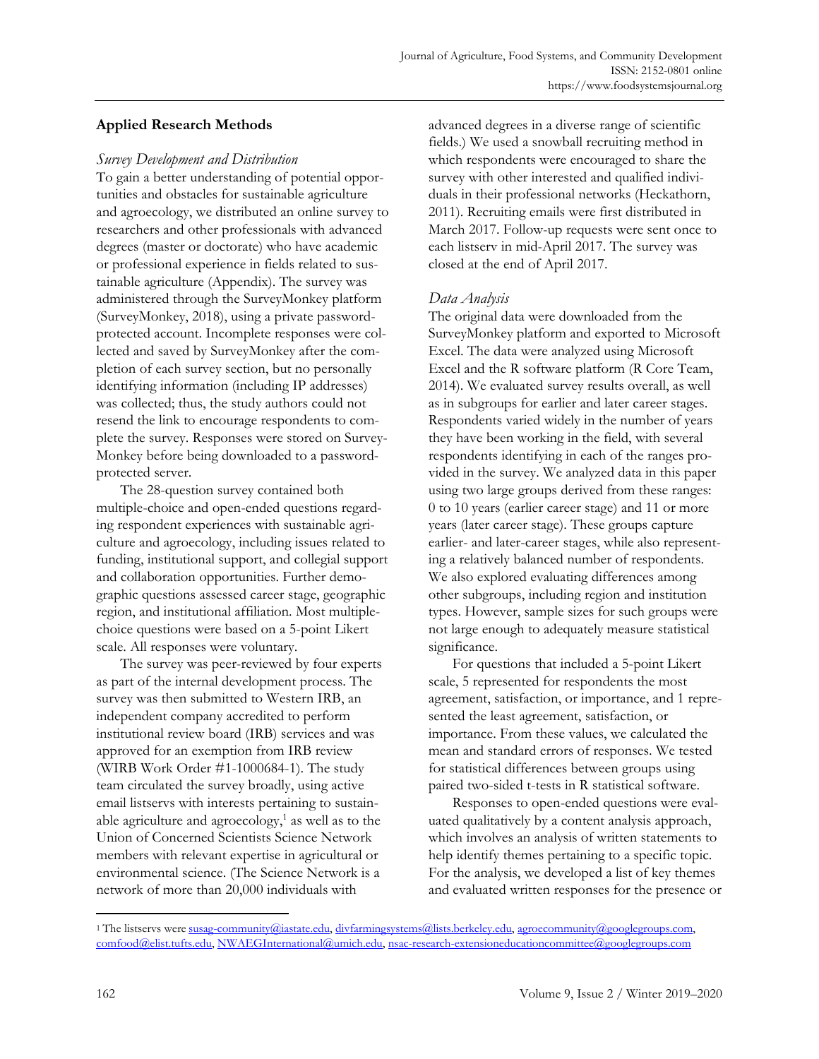## Applied Research Methods

### *Survey Development and Distribution*

To gain a better understanding of potential opportunities and obstacles for sustainable agriculture and agroecology, we distributed an online survey to researchers and other professionals with advanced degrees (master or doctorate) who have academic or professional experience in fields related to sustainable agriculture (Appendix). The survey was administered through the SurveyMonkey platform (SurveyMonkey, 2018), using a private password-protected account. Incomplete responses were collected and saved by SurveyMonkey after the completion of each survey section, but no personally identifying information (including IP addresses) was collected; thus, the study authors could not resend the link to encourage respondents to complete the survey. Responses were stored on SurveyMonkey before being downloaded to a password-protected server.

The 28-question survey contained both multiple-choice and open-ended questions regarding respondent experiences with sustainable agriculture and agroecology, including issues related to funding, institutional support, and collegial support and collaboration opportunities. Further demographic questions assessed career stage, geographic region, and institutional affiliation. Most multiple-choice questions were based on a 5-point Likert scale. All responses were voluntary.

The survey was peer-reviewed by four experts as part of the internal development process. The survey was then submitted to Western IRB, an independent company accredited to perform institutional review board (IRB) services and was approved for an exemption from IRB review (WIRB Work Order #1-1000684-1). The study team circulated the survey broadly, using active email listservs with interests pertaining to sustainable agriculture and agroecology,[1] as well as to the Union of Concerned Scientists Science Network members with relevant expertise in agricultural or environmental science. (The Science Network is a network of more than 20,000 individuals with advanced degrees in a diverse range of scientific fields.) We used a snowball recruiting method in which respondents were encouraged to share the survey with other interested and qualified individuals in their professional networks (Heckathorn, 2011). Recruiting emails were first distributed in March 2017. Follow-up requests were sent once to each listserv in mid-April 2017. The survey was closed at the end of April 2017.

### *Data Analysis*

The original data were downloaded from the SurveyMonkey platform and exported to Microsoft Excel. The data were analyzed using Microsoft Excel and the R software platform (R Core Team, 2014). We evaluated survey results overall, as well as in subgroups for earlier and later career stages. Respondents varied widely in the number of years they have been working in the field, with several respondents identifying in each of the ranges provided in the survey. We analyzed data in this paper using two large groups derived from these ranges: 0 to 10 years (earlier career stage) and 11 or more years (later career stage). These groups capture earlier- and later-career stages, while also representing a relatively balanced number of respondents. We also explored evaluating differences among other subgroups, including region and institution types. However, sample sizes for such groups were not large enough to adequately measure statistical significance.

For questions that included a 5-point Likert scale, 5 represented for respondents the most agreement, satisfaction, or importance, and 1 represented the least agreement, satisfaction, or importance. From these values, we calculated the mean and standard errors of responses. We tested for statistical differences between groups using paired two-sided t-tests in R statistical software.

Responses to open-ended questions were evaluated qualitatively by a content analysis approach, which involves an analysis of written statements to help identify themes pertaining to a specific topic. For the analysis, we developed a list of key themes and evaluated written responses for the presence or

---

[1] The listservs were susag-community@iastate.edu, divfarmingsystems@lists.berkeley.edu, agroecommunity@googlegroups.com, comfood@elist.tufts.edu, NWAEGInternational@umich.edu, nsac-research-extensioneducationcommittee@googlegroups.com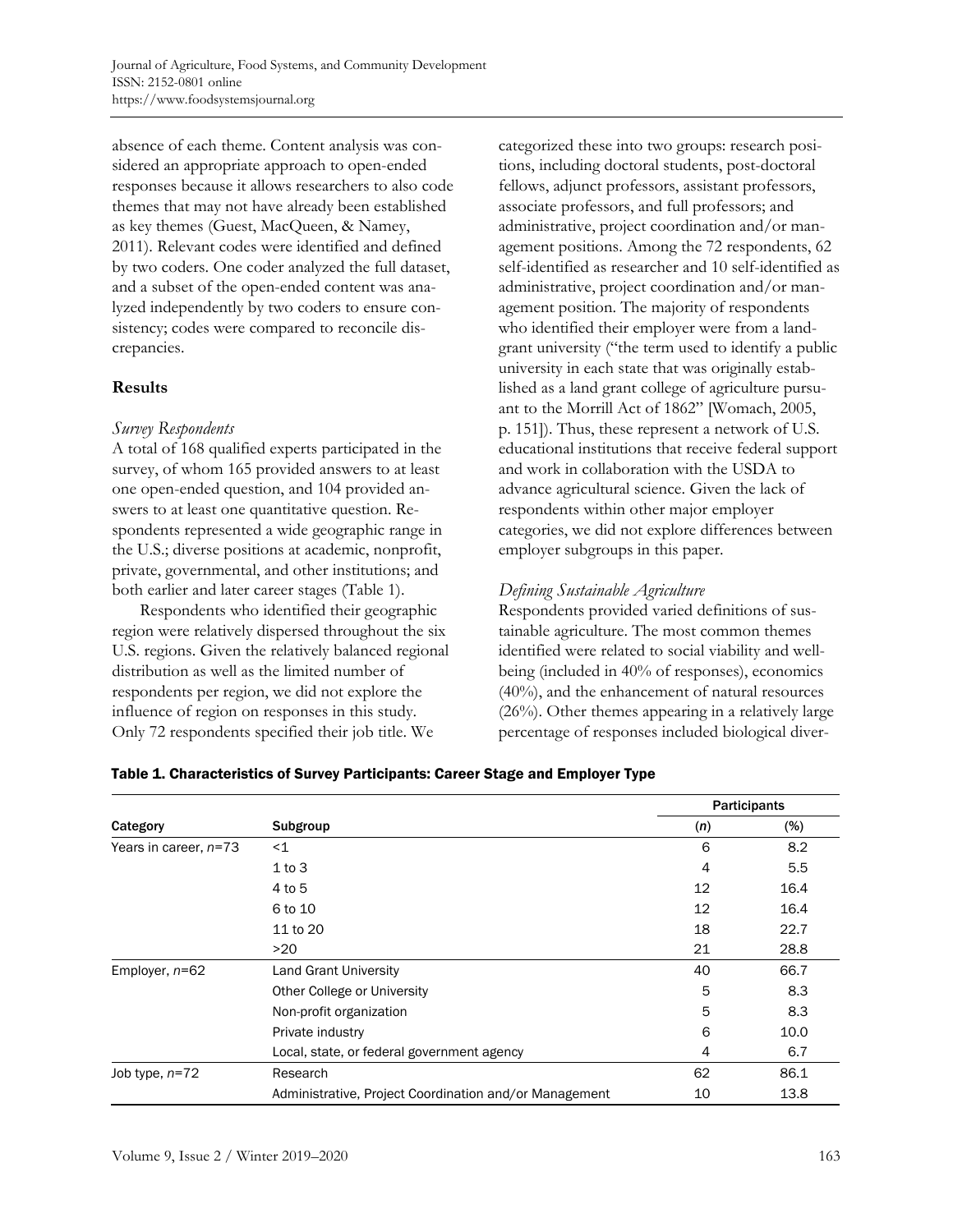absence of each theme. Content analysis was considered an appropriate approach to open-ended responses because it allows researchers to also code themes that may not have already been established as key themes (Guest, MacQueen, & Namey, 2011). Relevant codes were identified and defined by two coders. One coder analyzed the full dataset, and a subset of the open-ended content was analyzed independently by two coders to ensure consistency; codes were compared to reconcile discrepancies.

## Results

### *Survey Respondents*

A total of 168 qualified experts participated in the survey, of whom 165 provided answers to at least one open-ended question, and 104 provided answers to at least one quantitative question. Respondents represented a wide geographic range in the U.S.; diverse positions at academic, nonprofit, private, governmental, and other institutions; and both earlier and later career stages (Table 1).

Respondents who identified their geographic region were relatively dispersed throughout the six U.S. regions. Given the relatively balanced regional distribution as well as the limited number of respondents per region, we did not explore the influence of region on responses in this study. Only 72 respondents specified their job title. We categorized these into two groups: research positions, including doctoral students, post-doctoral fellows, adjunct professors, assistant professors, associate professors, and full professors; and administrative, project coordination and/or management positions. Among the 72 respondents, 62 self-identified as researcher and 10 self-identified as administrative, project coordination and/or management position. The majority of respondents who identified their employer were from a land-grant university ("the term used to identify a public university in each state that was originally established as a land grant college of agriculture pursuant to the Morrill Act of 1862" [Womach, 2005, p. 151]). Thus, these represent a network of U.S. educational institutions that receive federal support and work in collaboration with the USDA to advance agricultural science. Given the lack of respondents within other major employer categories, we did not explore differences between employer subgroups in this paper.

### *Defining Sustainable Agriculture*

Respondents provided varied definitions of sustainable agriculture. The most common themes identified were related to social viability and well-being (included in 40% of responses), economics (40%), and the enhancement of natural resources (26%). Other themes appearing in a relatively large percentage of responses included biological diver-

**Table 1. Characteristics of Survey Participants: Career Stage and Employer Type**

| Category | Subgroup | Participants | |
|---|---|---|---|
| | | (*n*) | (%) |
| Years in career, *n*=73 | <1 | 6 | 8.2 |
| | 1 to 3 | 4 | 5.5 |
| | 4 to 5 | 12 | 16.4 |
| | 6 to 10 | 12 | 16.4 |
| | 11 to 20 | 18 | 22.7 |
| | >20 | 21 | 28.8 |
| Employer, *n*=62 | Land Grant University | 40 | 66.7 |
| | Other College or University | 5 | 8.3 |
| | Non-profit organization | 5 | 8.3 |
| | Private industry | 6 | 10.0 |
| | Local, state, or federal government agency | 4 | 6.7 |
| Job type, *n*=72 | Research | 62 | 86.1 |
| | Administrative, Project Coordination and/or Management | 10 | 13.8 |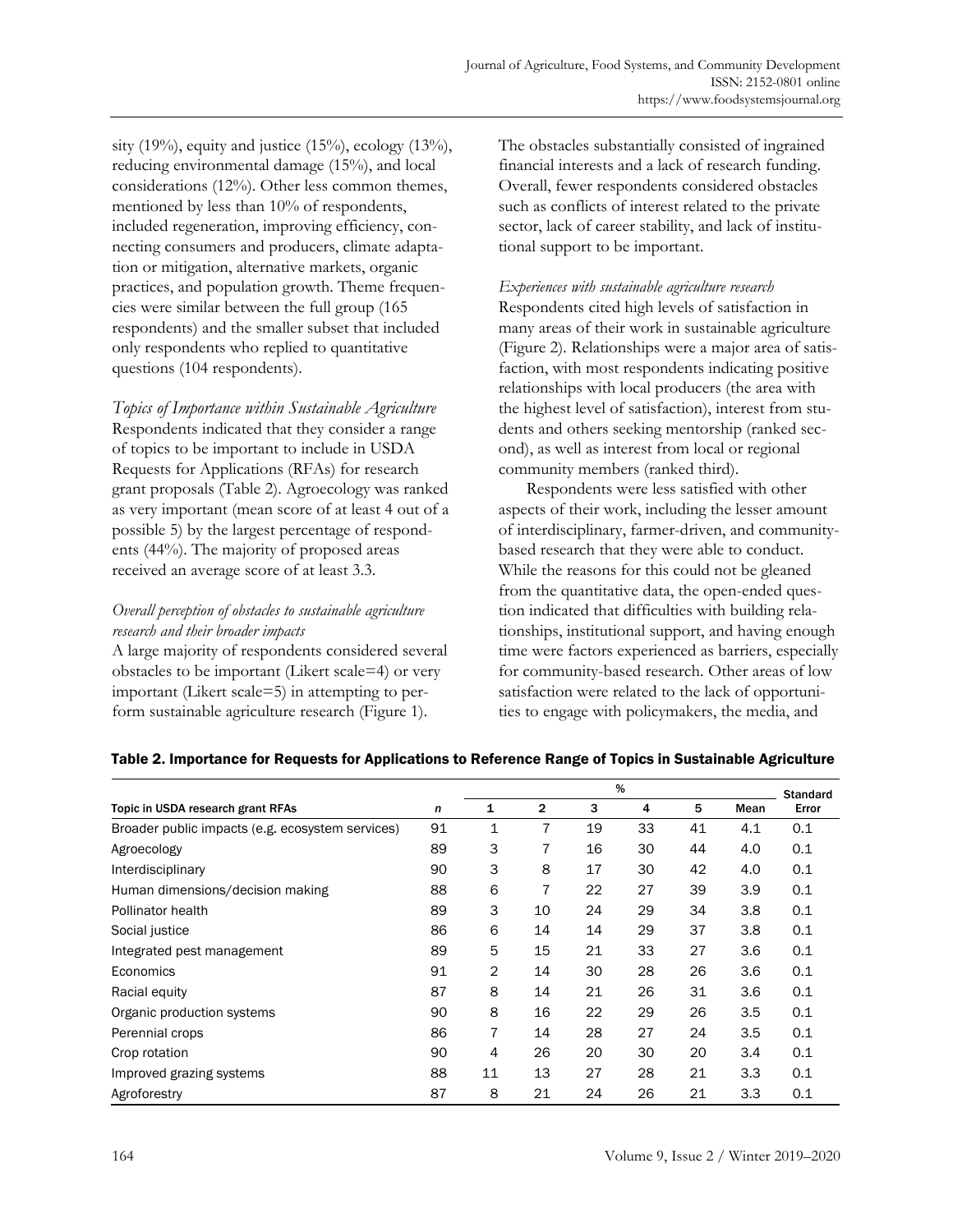sity (19%), equity and justice (15%), ecology (13%), reducing environmental damage (15%), and local considerations (12%). Other less common themes, mentioned by less than 10% of respondents, included regeneration, improving efficiency, connecting consumers and producers, climate adaptation or mitigation, alternative markets, organic practices, and population growth. Theme frequencies were similar between the full group (165 respondents) and the smaller subset that included only respondents who replied to quantitative questions (104 respondents).

*Topics of Importance within Sustainable Agriculture*

Respondents indicated that they consider a range of topics to be important to include in USDA Requests for Applications (RFAs) for research grant proposals (Table 2). Agroecology was ranked as very important (mean score of at least 4 out of a possible 5) by the largest percentage of respondents (44%). The majority of proposed areas received an average score of at least 3.3.

*Overall perception of obstacles to sustainable agriculture research and their broader impacts*

A large majority of respondents considered several obstacles to be important (Likert scale=4) or very important (Likert scale=5) in attempting to perform sustainable agriculture research (Figure 1). The obstacles substantially consisted of ingrained financial interests and a lack of research funding. Overall, fewer respondents considered obstacles such as conflicts of interest related to the private sector, lack of career stability, and lack of institutional support to be important.

*Experiences with sustainable agriculture research*

Respondents cited high levels of satisfaction in many areas of their work in sustainable agriculture (Figure 2). Relationships were a major area of satisfaction, with most respondents indicating positive relationships with local producers (the area with the highest level of satisfaction), interest from students and others seeking mentorship (ranked second), as well as interest from local or regional community members (ranked third).

Respondents were less satisfied with other aspects of their work, including the lesser amount of interdisciplinary, farmer-driven, and community-based research that they were able to conduct. While the reasons for this could not be gleaned from the quantitative data, the open-ended question indicated that difficulties with building relationships, institutional support, and having enough time were factors experienced as barriers, especially for community-based research. Other areas of low satisfaction were related to the lack of opportunities to engage with policymakers, the media, and

**Table 2. Importance for Requests for Applications to Reference Range of Topics in Sustainable Agriculture**

| | | % | | | | | | |
|---|---|---|---|---|---|---|---|---|
| Topic in USDA research grant RFAs | *n* | 1 | 2 | 3 | 4 | 5 | Mean | Standard Error |
| Broader public impacts (e.g. ecosystem services) | 91 | 1 | 7 | 19 | 33 | 41 | 4.1 | 0.1 |
| Agroecology | 89 | 3 | 7 | 16 | 30 | 44 | 4.0 | 0.1 |
| Interdisciplinary | 90 | 3 | 8 | 17 | 30 | 42 | 4.0 | 0.1 |
| Human dimensions/decision making | 88 | 6 | 7 | 22 | 27 | 39 | 3.9 | 0.1 |
| Pollinator health | 89 | 3 | 10 | 24 | 29 | 34 | 3.8 | 0.1 |
| Social justice | 86 | 6 | 14 | 14 | 29 | 37 | 3.8 | 0.1 |
| Integrated pest management | 89 | 5 | 15 | 21 | 33 | 27 | 3.6 | 0.1 |
| Economics | 91 | 2 | 14 | 30 | 28 | 26 | 3.6 | 0.1 |
| Racial equity | 87 | 8 | 14 | 21 | 26 | 31 | 3.6 | 0.1 |
| Organic production systems | 90 | 8 | 16 | 22 | 29 | 26 | 3.5 | 0.1 |
| Perennial crops | 86 | 7 | 14 | 28 | 27 | 24 | 3.5 | 0.1 |
| Crop rotation | 90 | 4 | 26 | 20 | 30 | 20 | 3.4 | 0.1 |
| Improved grazing systems | 88 | 11 | 13 | 27 | 28 | 21 | 3.3 | 0.1 |
| Agroforestry | 87 | 8 | 21 | 24 | 26 | 21 | 3.3 | 0.1 |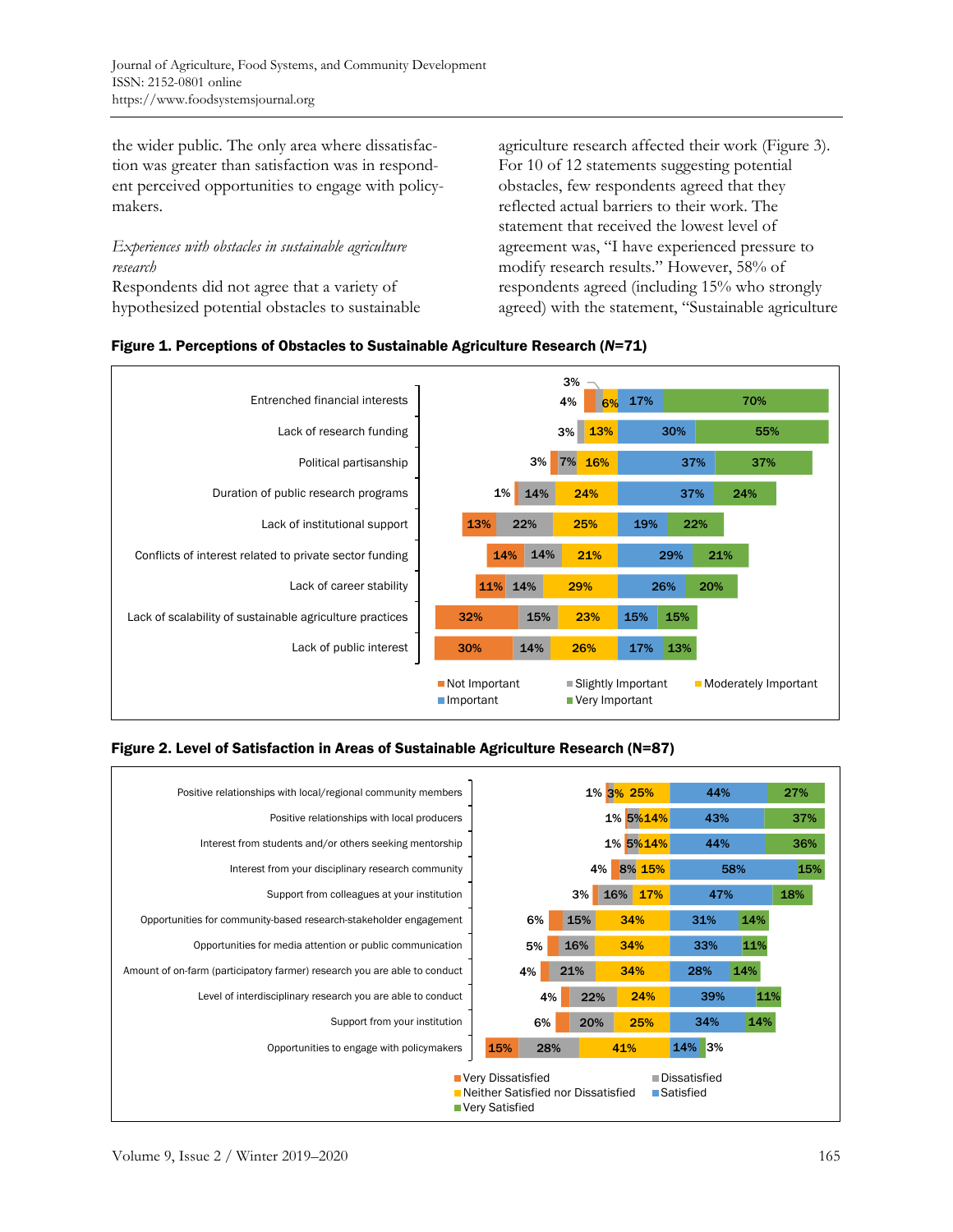the wider public. The only area where dissatisfaction was greater than satisfaction was in respondent perceived opportunities to engage with policymakers.

*Experiences with obstacles in sustainable agriculture research*

Respondents did not agree that a variety of hypothesized potential obstacles to sustainable agriculture research affected their work (Figure 3). For 10 of 12 statements suggesting potential obstacles, few respondents agreed that they reflected actual barriers to their work. The statement that received the lowest level of agreement was, "I have experienced pressure to modify research results." However, 58% of respondents agreed (including 15% who strongly agreed) with the statement, "Sustainable agriculture

**Figure 1. Perceptions of Obstacles to Sustainable Agriculture Research (*N*=71)**

| | Not Important | Slightly Important | Moderately Important | Important | Very Important |
|---|---|---|---|---|---|
| Entrenched financial interests | 4% | 3% | 6% | 17% | 70% |
| Lack of research funding | | 3% | 13% | 30% | 55% |
| Political partisanship | 3% | 7% | 16% | 37% | 37% |
| Duration of public research programs | 1% | 14% | 24% | 37% | 24% |
| Lack of institutional support | 13% | 22% | 25% | 19% | 22% |
| Conflicts of interest related to private sector funding | 14% | 14% | 21% | 29% | 21% |
| Lack of career stability | 11% | 14% | 29% | 26% | 20% |
| Lack of scalability of sustainable agriculture practices | 32% | 15% | 23% | 15% | 15% |
| Lack of public interest | 30% | 14% | 26% | 17% | 13% |

**Figure 2. Level of Satisfaction in Areas of Sustainable Agriculture Research (N=87)**

| | Very Dissatisfied | Dissatisfied | Neither Satisfied nor Dissatisfied | Satisfied | Very Satisfied |
|---|---|---|---|---|---|
| Positive relationships with local/regional community members | 1% | 3% | 25% | 44% | 27% |
| Positive relationships with local producers | 1% | 5% | 14% | 43% | 37% |
| Interest from students and/or others seeking mentorship | 1% | 5% | 14% | 44% | 36% |
| Interest from your disciplinary research community | 4% | 8% | 15% | 58% | 15% |
| Support from colleagues at your institution | 3% | 16% | 17% | 47% | 18% |
| Opportunities for community-based research-stakeholder engagement | 6% | 15% | 34% | 31% | 14% |
| Opportunities for media attention or public communication | 5% | 16% | 34% | 33% | 11% |
| Amount of on-farm (participatory farmer) research you are able to conduct | 4% | 21% | 34% | 28% | 14% |
| Level of interdisciplinary research you are able to conduct | 4% | 22% | 24% | 39% | 11% |
| Support from your institution | 6% | 20% | 25% | 34% | 14% |
| Opportunities to engage with policymakers | 15% | 28% | 41% | 14% | 3% |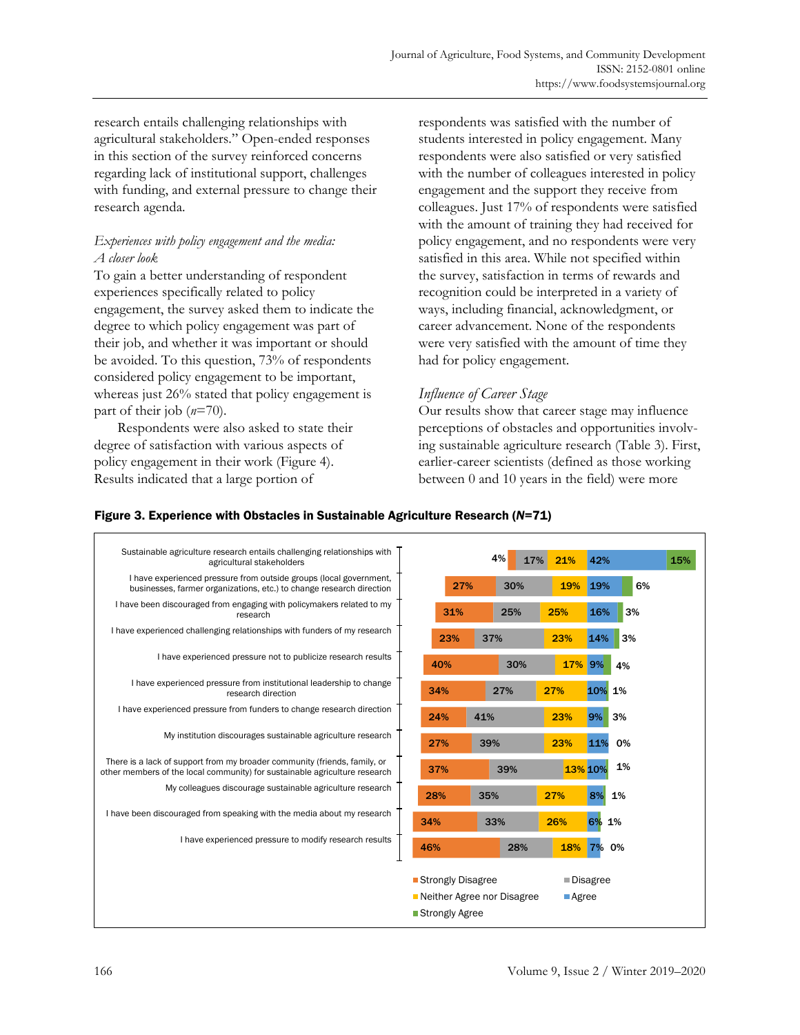research entails challenging relationships with agricultural stakeholders." Open-ended responses in this section of the survey reinforced concerns regarding lack of institutional support, challenges with funding, and external pressure to change their research agenda.

### *Experiences with policy engagement and the media: A closer look*

To gain a better understanding of respondent experiences specifically related to policy engagement, the survey asked them to indicate the degree to which policy engagement was part of their job, and whether it was important or should be avoided. To this question, 73% of respondents considered policy engagement to be important, whereas just 26% stated that policy engagement is part of their job (*n*=70).

Respondents were also asked to state their degree of satisfaction with various aspects of policy engagement in their work (Figure 4). Results indicated that a large portion of respondents was satisfied with the number of students interested in policy engagement. Many respondents were also satisfied or very satisfied with the number of colleagues interested in policy engagement and the support they receive from colleagues. Just 17% of respondents were satisfied with the amount of training they had received for policy engagement, and no respondents were very satisfied in this area. While not specified within the survey, satisfaction in terms of rewards and recognition could be interpreted in a variety of ways, including financial, acknowledgment, or career advancement. None of the respondents were very satisfied with the amount of time they had for policy engagement.

### *Influence of Career Stage*

Our results show that career stage may influence perceptions of obstacles and opportunities involving sustainable agriculture research (Table 3). First, earlier-career scientists (defined as those working between 0 and 10 years in the field) were more

**Figure 3. Experience with Obstacles in Sustainable Agriculture Research (*N*=71)**

| Statement | Strongly Disagree | Disagree | Neither Agree nor Disagree | Agree | Strongly Agree |
|---|---|---|---|---|---|
| Sustainable agriculture research entails challenging relationships with agricultural stakeholders | 4% | 17% | 21% | 42% | 15% |
| I have experienced pressure from outside groups (local government, businesses, farmer organizations, etc.) to change research direction | 27% | 30% | 19% | 19% | 6% |
| I have been discouraged from engaging with policymakers related to my research | 31% | 25% | 25% | 16% | 3% |
| I have experienced challenging relationships with funders of my research | 23% | 37% | 23% | 14% | 3% |
| I have experienced pressure not to publicize research results | 40% | 30% | 17% | 9% | 4% |
| I have experienced pressure from institutional leadership to change research direction | 34% | 27% | 27% | 10% | 1% |
| I have experienced pressure from funders to change research direction | 24% | 41% | 23% | 9% | 3% |
| My institution discourages sustainable agriculture research | 27% | 39% | 23% | 11% | 0% |
| There is a lack of support from my broader community (friends, family, or other members of the local community) for sustainable agriculture research | 37% | 39% | 13% | 10% | 1% |
| My colleagues discourage sustainable agriculture research | 28% | 35% | 27% | 8% | 1% |
| I have been discouraged from speaking with the media about my research | 34% | 33% | 26% | 6% | 1% |
| I have experienced pressure to modify research results | 46% | 28% | 18% | 7% | 0% |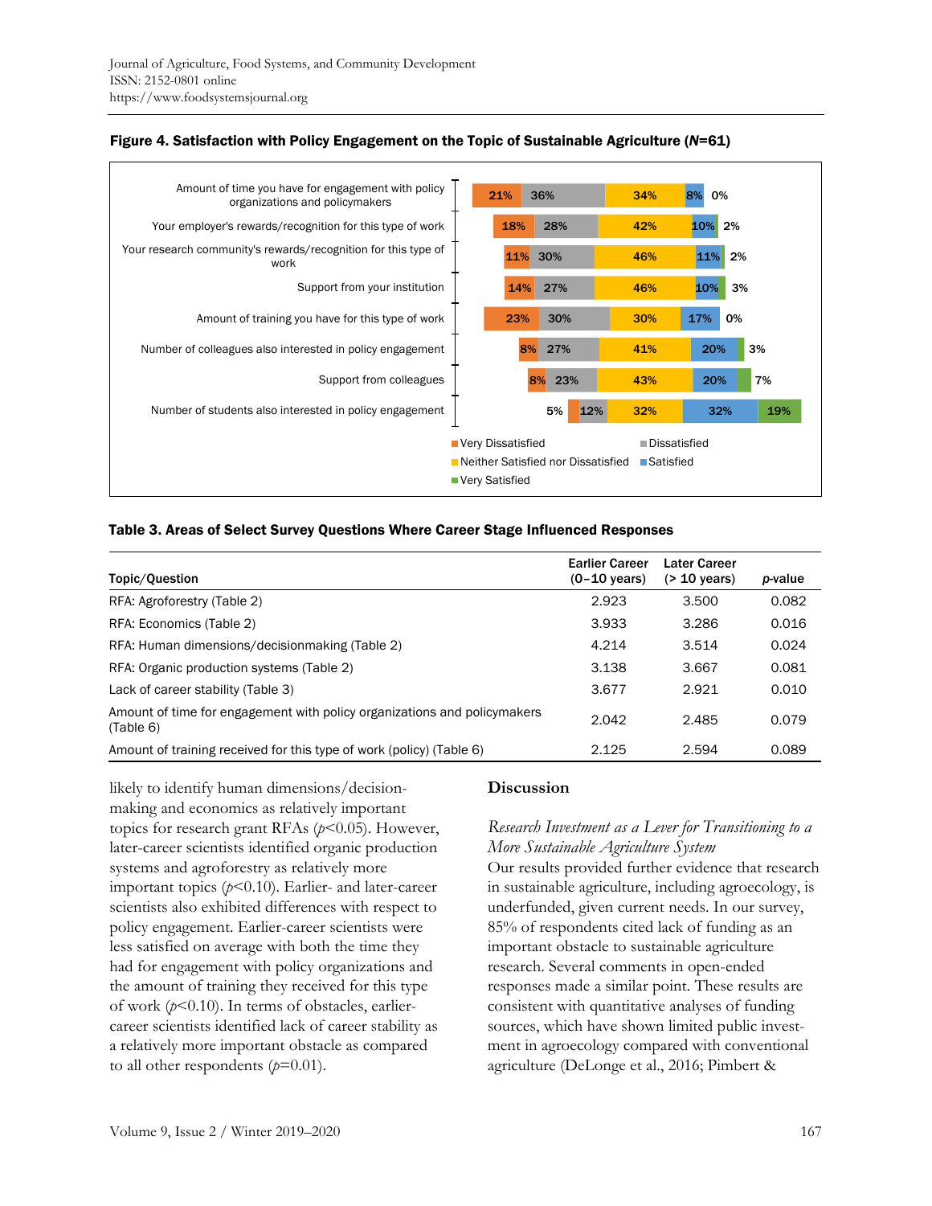**Figure 4. Satisfaction with Policy Engagement on the Topic of Sustainable Agriculture (*N*=61)**

| | Very Dissatisfied | Dissatisfied | Neither Satisfied nor Dissatisfied | Satisfied | Very Satisfied |
|---|---|---|---|---|---|
| Amount of time you have for engagement with policy organizations and policymakers | 21% | 36% | 34% | 8% | 0% |
| Your employer's rewards/recognition for this type of work | 18% | 28% | 42% | 10% | 2% |
| Your research community's rewards/recognition for this type of work | 11% | 30% | 46% | 11% | 2% |
| Support from your institution | 14% | 27% | 46% | 10% | 3% |
| Amount of training you have for this type of work | 23% | 30% | 30% | 17% | 0% |
| Number of colleagues also interested in policy engagement | 8% | 27% | 41% | 20% | 3% |
| Support from colleagues | 8% | 23% | 43% | 20% | 7% |
| Number of students also interested in policy engagement | 5% | 12% | 32% | 32% | 19% |

**Table 3. Areas of Select Survey Questions Where Career Stage Influenced Responses**

| Topic/Question | Earlier Career (0–10 years) | Later Career (> 10 years) | *p*-value |
|---|---|---|---|
| RFA: Agroforestry (Table 2) | 2.923 | 3.500 | 0.082 |
| RFA: Economics (Table 2) | 3.933 | 3.286 | 0.016 |
| RFA: Human dimensions/decisionmaking (Table 2) | 4.214 | 3.514 | 0.024 |
| RFA: Organic production systems (Table 2) | 3.138 | 3.667 | 0.081 |
| Lack of career stability (Table 3) | 3.677 | 2.921 | 0.010 |
| Amount of time for engagement with policy organizations and policymakers (Table 6) | 2.042 | 2.485 | 0.079 |
| Amount of training received for this type of work (policy) (Table 6) | 2.125 | 2.594 | 0.089 |

likely to identify human dimensions/decision-making and economics as relatively important topics for research grant RFAs ($p$<0.05). However, later-career scientists identified organic production systems and agroforestry as relatively more important topics ($p$<0.10). Earlier- and later-career scientists also exhibited differences with respect to policy engagement. Earlier-career scientists were less satisfied on average with both the time they had for engagement with policy organizations and the amount of training they received for this type of work ($p$<0.10). In terms of obstacles, earlier-career scientists identified lack of career stability as a relatively more important obstacle as compared to all other respondents ($p$=0.01).

## Discussion

### *Research Investment as a Lever for Transitioning to a More Sustainable Agriculture System*

Our results provided further evidence that research in sustainable agriculture, including agroecology, is underfunded, given current needs. In our survey, 85% of respondents cited lack of funding as an important obstacle to sustainable agriculture research. Several comments in open-ended responses made a similar point. These results are consistent with quantitative analyses of funding sources, which have shown limited public investment in agroecology compared with conventional agriculture (DeLonge et al., 2016; Pimbert &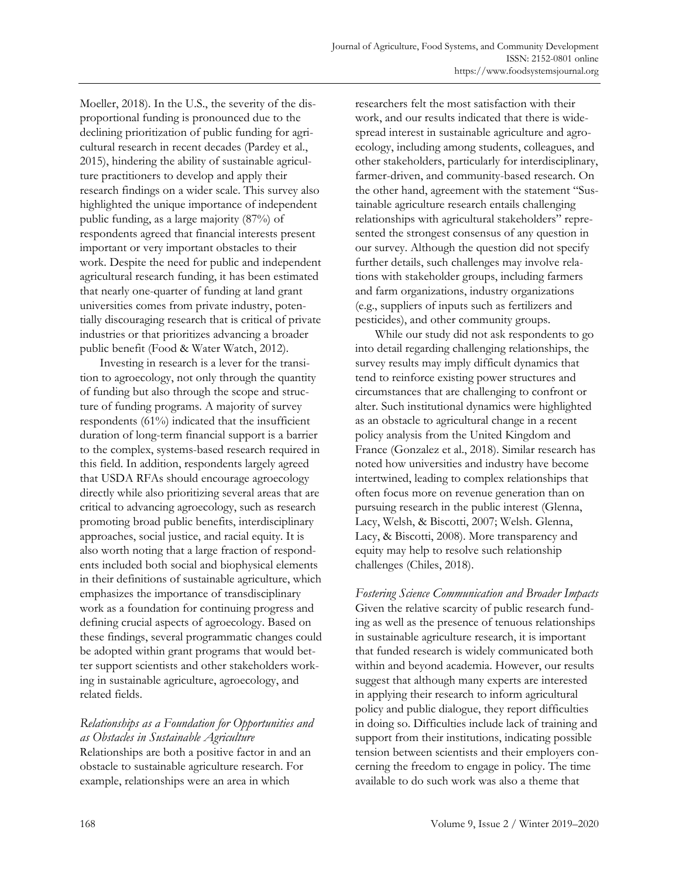Moeller, 2018). In the U.S., the severity of the disproportional funding is pronounced due to the declining prioritization of public funding for agricultural research in recent decades (Pardey et al., 2015), hindering the ability of sustainable agriculture practitioners to develop and apply their research findings on a wider scale. This survey also highlighted the unique importance of independent public funding, as a large majority (87%) of respondents agreed that financial interests present important or very important obstacles to their work. Despite the need for public and independent agricultural research funding, it has been estimated that nearly one-quarter of funding at land grant universities comes from private industry, potentially discouraging research that is critical of private industries or that prioritizes advancing a broader public benefit (Food & Water Watch, 2012).

Investing in research is a lever for the transition to agroecology, not only through the quantity of funding but also through the scope and structure of funding programs. A majority of survey respondents (61%) indicated that the insufficient duration of long-term financial support is a barrier to the complex, systems-based research required in this field. In addition, respondents largely agreed that USDA RFAs should encourage agroecology directly while also prioritizing several areas that are critical to advancing agroecology, such as research promoting broad public benefits, interdisciplinary approaches, social justice, and racial equity. It is also worth noting that a large fraction of respondents included both social and biophysical elements in their definitions of sustainable agriculture, which emphasizes the importance of transdisciplinary work as a foundation for continuing progress and defining crucial aspects of agroecology. Based on these findings, several programmatic changes could be adopted within grant programs that would better support scientists and other stakeholders working in sustainable agriculture, agroecology, and related fields.

### *Relationships as a Foundation for Opportunities and as Obstacles in Sustainable Agriculture*

Relationships are both a positive factor in and an obstacle to sustainable agriculture research. For example, relationships were an area in which researchers felt the most satisfaction with their work, and our results indicated that there is widespread interest in sustainable agriculture and agroecology, including among students, colleagues, and other stakeholders, particularly for interdisciplinary, farmer-driven, and community-based research. On the other hand, agreement with the statement "Sustainable agriculture research entails challenging relationships with agricultural stakeholders" represented the strongest consensus of any question in our survey. Although the question did not specify further details, such challenges may involve relations with stakeholder groups, including farmers and farm organizations, industry organizations (e.g., suppliers of inputs such as fertilizers and pesticides), and other community groups.

While our study did not ask respondents to go into detail regarding challenging relationships, the survey results may imply difficult dynamics that tend to reinforce existing power structures and circumstances that are challenging to confront or alter. Such institutional dynamics were highlighted as an obstacle to agricultural change in a recent policy analysis from the United Kingdom and France (Gonzalez et al., 2018). Similar research has noted how universities and industry have become intertwined, leading to complex relationships that often focus more on revenue generation than on pursuing research in the public interest (Glenna, Lacy, Welsh, & Biscotti, 2007; Welsh. Glenna, Lacy, & Biscotti, 2008). More transparency and equity may help to resolve such relationship challenges (Chiles, 2018).

### *Fostering Science Communication and Broader Impacts*

Given the relative scarcity of public research funding as well as the presence of tenuous relationships in sustainable agriculture research, it is important that funded research is widely communicated both within and beyond academia. However, our results suggest that although many experts are interested in applying their research to inform agricultural policy and public dialogue, they report difficulties in doing so. Difficulties include lack of training and support from their institutions, indicating possible tension between scientists and their employers concerning the freedom to engage in policy. The time available to do such work was also a theme that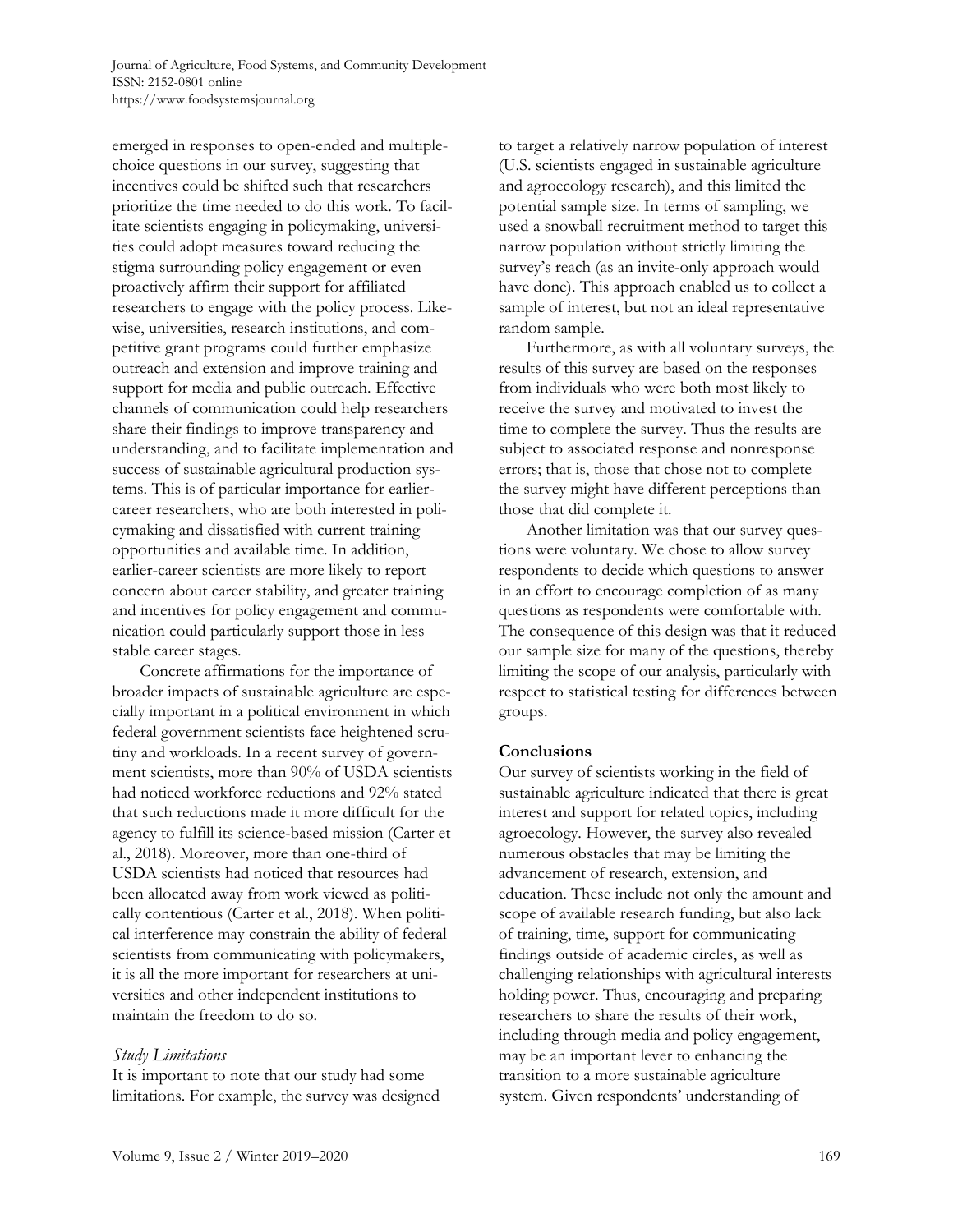emerged in responses to open-ended and multiple-choice questions in our survey, suggesting that incentives could be shifted such that researchers prioritize the time needed to do this work. To facilitate scientists engaging in policymaking, universities could adopt measures toward reducing the stigma surrounding policy engagement or even proactively affirm their support for affiliated researchers to engage with the policy process. Likewise, universities, research institutions, and competitive grant programs could further emphasize outreach and extension and improve training and support for media and public outreach. Effective channels of communication could help researchers share their findings to improve transparency and understanding, and to facilitate implementation and success of sustainable agricultural production systems. This is of particular importance for earlier-career researchers, who are both interested in policymaking and dissatisfied with current training opportunities and available time. In addition, earlier-career scientists are more likely to report concern about career stability, and greater training and incentives for policy engagement and communication could particularly support those in less stable career stages.

Concrete affirmations for the importance of broader impacts of sustainable agriculture are especially important in a political environment in which federal government scientists face heightened scrutiny and workloads. In a recent survey of government scientists, more than 90% of USDA scientists had noticed workforce reductions and 92% stated that such reductions made it more difficult for the agency to fulfill its science-based mission (Carter et al., 2018). Moreover, more than one-third of USDA scientists had noticed that resources had been allocated away from work viewed as politically contentious (Carter et al., 2018). When political interference may constrain the ability of federal scientists from communicating with policymakers, it is all the more important for researchers at universities and other independent institutions to maintain the freedom to do so.

### *Study Limitations*

It is important to note that our study had some limitations. For example, the survey was designed to target a relatively narrow population of interest (U.S. scientists engaged in sustainable agriculture and agroecology research), and this limited the potential sample size. In terms of sampling, we used a snowball recruitment method to target this narrow population without strictly limiting the survey's reach (as an invite-only approach would have done). This approach enabled us to collect a sample of interest, but not an ideal representative random sample.

Furthermore, as with all voluntary surveys, the results of this survey are based on the responses from individuals who were both most likely to receive the survey and motivated to invest the time to complete the survey. Thus the results are subject to associated response and nonresponse errors; that is, those that chose not to complete the survey might have different perceptions than those that did complete it.

Another limitation was that our survey questions were voluntary. We chose to allow survey respondents to decide which questions to answer in an effort to encourage completion of as many questions as respondents were comfortable with. The consequence of this design was that it reduced our sample size for many of the questions, thereby limiting the scope of our analysis, particularly with respect to statistical testing for differences between groups.

## **Conclusions**

Our survey of scientists working in the field of sustainable agriculture indicated that there is great interest and support for related topics, including agroecology. However, the survey also revealed numerous obstacles that may be limiting the advancement of research, extension, and education. These include not only the amount and scope of available research funding, but also lack of training, time, support for communicating findings outside of academic circles, as well as challenging relationships with agricultural interests holding power. Thus, encouraging and preparing researchers to share the results of their work, including through media and policy engagement, may be an important lever to enhancing the transition to a more sustainable agriculture system. Given respondents' understanding of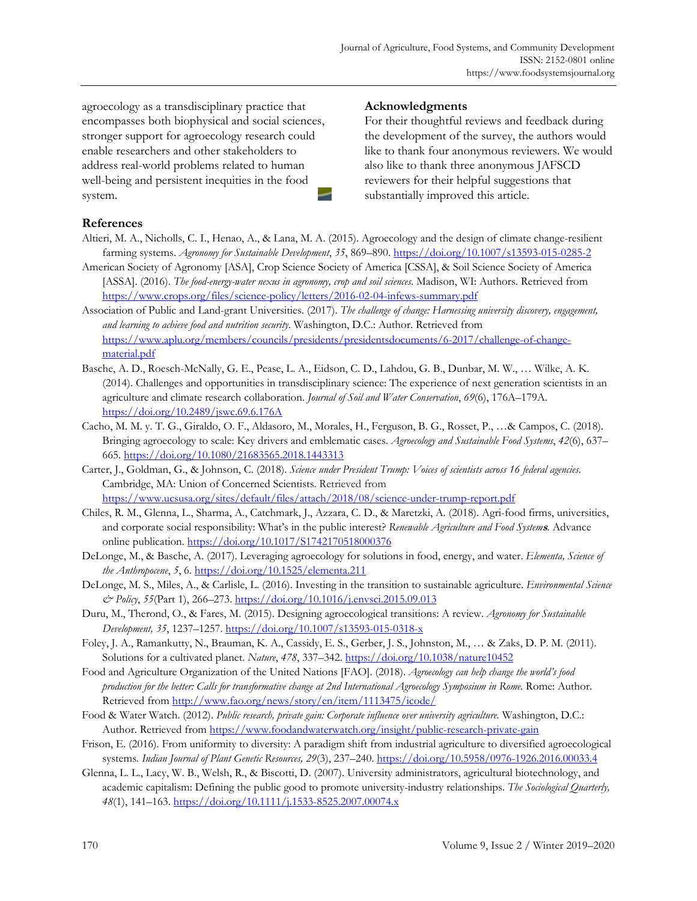agroecology as a transdisciplinary practice that encompasses both biophysical and social sciences, stronger support for agroecology research could enable researchers and other stakeholders to address real-world problems related to human well-being and persistent inequities in the food system.

## Acknowledgments

For their thoughtful reviews and feedback during the development of the survey, the authors would like to thank four anonymous reviewers. We would also like to thank three anonymous JAFSCD reviewers for their helpful suggestions that substantially improved this article.

## References

Altieri, M. A., Nicholls, C. I., Henao, A., & Lana, M. A. (2015). Agroecology and the design of climate change-resilient farming systems. *Agronomy for Sustainable Development*, *35*, 869–890. https://doi.org/10.1007/s13593-015-0285-2

American Society of Agronomy [ASA], Crop Science Society of America [CSSA], & Soil Science Society of America [ASSA]. (2016). *The food-energy-water nexus in agronomy, crop and soil sciences*. Madison, WI: Authors. Retrieved from https://www.crops.org/files/science-policy/letters/2016-02-04-infews-summary.pdf

Association of Public and Land-grant Universities. (2017). *The challenge of change: Harnessing university discovery, engagement, and learning to achieve food and nutrition security*. Washington, D.C.: Author. Retrieved from https://www.aplu.org/members/councils/presidents/presidentsdocuments/6-2017/challenge-of-change-material.pdf

Basche, A. D., Roesch-McNally, G. E., Pease, L. A., Eidson, C. D., Lahdou, G. B., Dunbar, M. W., … Wilke, A. K. (2014). Challenges and opportunities in transdisciplinary science: The experience of next generation scientists in an agriculture and climate research collaboration. *Journal of Soil and Water Conservation*, *69*(6), 176A–179A. https://doi.org/10.2489/jswc.69.6.176A

Cacho, M. M. y. T. G., Giraldo, O. F., Aldasoro, M., Morales, H., Ferguson, B. G., Rosset, P., …& Campos, C. (2018). Bringing agroecology to scale: Key drivers and emblematic cases. *Agroecology and Sustainable Food Systems*, *42*(6), 637–665. https://doi.org/10.1080/21683565.2018.1443313

Carter, J., Goldman, G., & Johnson, C. (2018). *Science under President Trump: Voices of scientists across 16 federal agencies*. Cambridge, MA: Union of Concerned Scientists. Retrieved from https://www.ucsusa.org/sites/default/files/attach/2018/08/science-under-trump-report.pdf

Chiles, R. M., Glenna, L., Sharma, A., Catchmark, J., Azzara, C. D., & Maretzki, A. (2018). Agri-food firms, universities, and corporate social responsibility: What's in the public interest? *Renewable Agriculture and Food Systems*. Advance online publication. https://doi.org/10.1017/S1742170518000376

DeLonge, M., & Basche, A. (2017). Leveraging agroecology for solutions in food, energy, and water. *Elementa, Science of the Anthropocene*, *5*, 6. https://doi.org/10.1525/elementa.211

DeLonge, M. S., Miles, A., & Carlisle, L. (2016). Investing in the transition to sustainable agriculture. *Environmental Science & Policy*, *55*(Part 1), 266–273. https://doi.org/10.1016/j.envsci.2015.09.013

Duru, M., Therond, O., & Fares, M. (2015). Designing agroecological transitions: A review. *Agronomy for Sustainable Development, 35*, 1237–1257. https://doi.org/10.1007/s13593-015-0318-x

Foley, J. A., Ramankutty, N., Brauman, K. A., Cassidy, E. S., Gerber, J. S., Johnston, M., … & Zaks, D. P. M. (2011). Solutions for a cultivated planet. *Nature*, *478*, 337–342. https://doi.org/10.1038/nature10452

Food and Agriculture Organization of the United Nations [FAO]. (2018). *Agroecology can help change the world's food production for the better: Calls for transformative change at 2nd International Agroecology Symposium in Rome.* Rome: Author. Retrieved from http://www.fao.org/news/story/en/item/1113475/icode/

Food & Water Watch. (2012). *Public research, private gain: Corporate influence over university agriculture.* Washington, D.C.: Author. Retrieved from https://www.foodandwaterwatch.org/insight/public-research-private-gain

Frison, E. (2016). From uniformity to diversity: A paradigm shift from industrial agriculture to diversified agroecological systems. *Indian Journal of Plant Genetic Resources, 29*(3), 237–240. https://doi.org/10.5958/0976-1926.2016.00033.4

Glenna, L. L., Lacy, W. B., Welsh, R., & Biscotti, D. (2007). University administrators, agricultural biotechnology, and academic capitalism: Defining the public good to promote university-industry relationships. *The Sociological Quarterly, 48*(1), 141–163. https://doi.org/10.1111/j.1533-8525.2007.00074.x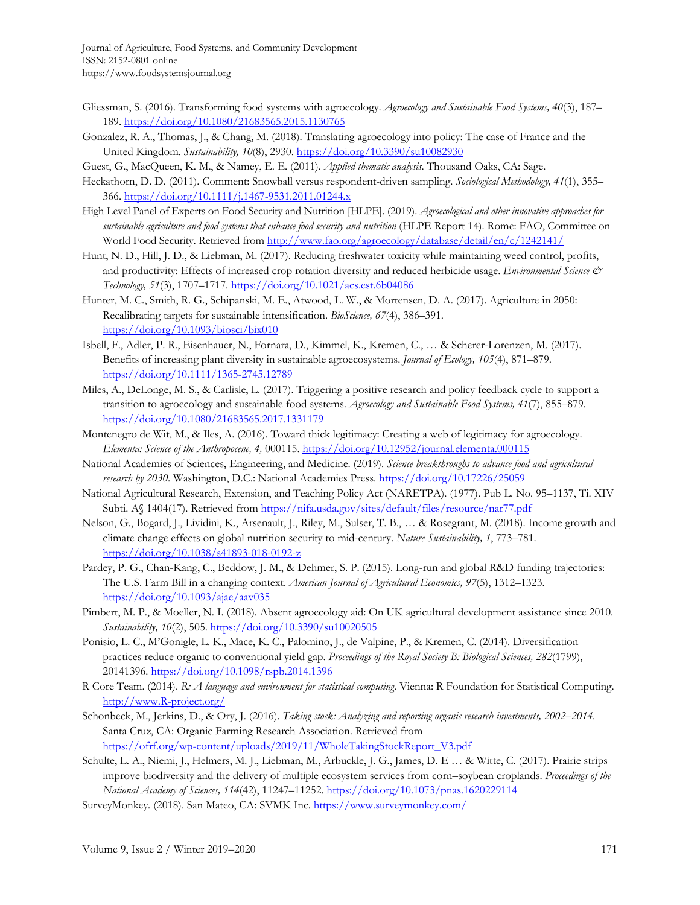Gliessman, S. (2016). Transforming food systems with agroecology. *Agroecology and Sustainable Food Systems, 40*(3), 187–189. https://doi.org/10.1080/21683565.2015.1130765

Gonzalez, R. A., Thomas, J., & Chang, M. (2018). Translating agroecology into policy: The case of France and the United Kingdom. *Sustainability, 10*(8), 2930. https://doi.org/10.3390/su10082930

Guest, G., MacQueen, K. M., & Namey, E. E. (2011). *Applied thematic analysis*. Thousand Oaks, CA: Sage.

Heckathorn, D. D. (2011). Comment: Snowball versus respondent-driven sampling. *Sociological Methodology, 41*(1), 355–366. https://doi.org/10.1111/j.1467-9531.2011.01244.x

High Level Panel of Experts on Food Security and Nutrition [HLPE]. (2019). *Agroecological and other innovative approaches for sustainable agriculture and food systems that enhance food security and nutrition* (HLPE Report 14). Rome: FAO, Committee on World Food Security. Retrieved from http://www.fao.org/agroecology/database/detail/en/c/1242141/

Hunt, N. D., Hill, J. D., & Liebman, M. (2017). Reducing freshwater toxicity while maintaining weed control, profits, and productivity: Effects of increased crop rotation diversity and reduced herbicide usage. *Environmental Science & Technology, 51*(3), 1707–1717. https://doi.org/10.1021/acs.est.6b04086

Hunter, M. C., Smith, R. G., Schipanski, M. E., Atwood, L. W., & Mortensen, D. A. (2017). Agriculture in 2050: Recalibrating targets for sustainable intensification. *BioScience, 67*(4), 386–391. https://doi.org/10.1093/biosci/bix010

Isbell, F., Adler, P. R., Eisenhauer, N., Fornara, D., Kimmel, K., Kremen, C., … & Scherer-Lorenzen, M. (2017). Benefits of increasing plant diversity in sustainable agroecosystems. *Journal of Ecology, 105*(4), 871–879. https://doi.org/10.1111/1365-2745.12789

Miles, A., DeLonge, M. S., & Carlisle, L. (2017). Triggering a positive research and policy feedback cycle to support a transition to agroecology and sustainable food systems. *Agroecology and Sustainable Food Systems, 41*(7), 855–879. https://doi.org/10.1080/21683565.2017.1331179

Montenegro de Wit, M., & Iles, A. (2016). Toward thick legitimacy: Creating a web of legitimacy for agroecology. *Elementa: Science of the Anthropocene, 4,* 000115. https://doi.org/10.12952/journal.elementa.000115

National Academies of Sciences, Engineering, and Medicine. (2019). *Science breakthroughs to advance food and agricultural research by 2030*. Washington, D.C.: National Academies Press. https://doi.org/10.17226/25059

National Agricultural Research, Extension, and Teaching Policy Act (NARETPA). (1977). Pub L. No. 95–1137, Ti. XIV Subti. A§ 1404(17). Retrieved from https://nifa.usda.gov/sites/default/files/resource/nar77.pdf

Nelson, G., Bogard, J., Lividini, K., Arsenault, J., Riley, M., Sulser, T. B., … & Rosegrant, M. (2018). Income growth and climate change effects on global nutrition security to mid-century. *Nature Sustainability, 1*, 773–781. https://doi.org/10.1038/s41893-018-0192-z

Pardey, P. G., Chan-Kang, C., Beddow, J. M., & Dehmer, S. P. (2015). Long-run and global R&D funding trajectories: The U.S. Farm Bill in a changing context. *American Journal of Agricultural Economics, 97*(5), 1312–1323. https://doi.org/10.1093/ajae/aav035

Pimbert, M. P., & Moeller, N. I. (2018). Absent agroecology aid: On UK agricultural development assistance since 2010. *Sustainability, 10*(2), 505. https://doi.org/10.3390/su10020505

Ponisio, L. C., M'Gonigle, L. K., Mace, K. C., Palomino, J., de Valpine, P., & Kremen, C. (2014). Diversification practices reduce organic to conventional yield gap. *Proceedings of the Royal Society B: Biological Sciences, 282*(1799), 20141396. https://doi.org/10.1098/rspb.2014.1396

R Core Team. (2014). *R: A language and environment for statistical computing*. Vienna: R Foundation for Statistical Computing. http://www.R-project.org/

Schonbeck, M., Jerkins, D., & Ory, J. (2016). *Taking stock: Analyzing and reporting organic research investments, 2002–2014*. Santa Cruz, CA: Organic Farming Research Association. Retrieved from https://ofrf.org/wp-content/uploads/2019/11/WholeTakingStockReport_V3.pdf

Schulte, L. A., Niemi, J., Helmers, M. J., Liebman, M., Arbuckle, J. G., James, D. E … & Witte, C. (2017). Prairie strips improve biodiversity and the delivery of multiple ecosystem services from corn–soybean croplands. *Proceedings of the National Academy of Sciences, 114*(42), 11247–11252. https://doi.org/10.1073/pnas.1620229114

SurveyMonkey. (2018). San Mateo, CA: SVMK Inc. https://www.surveymonkey.com/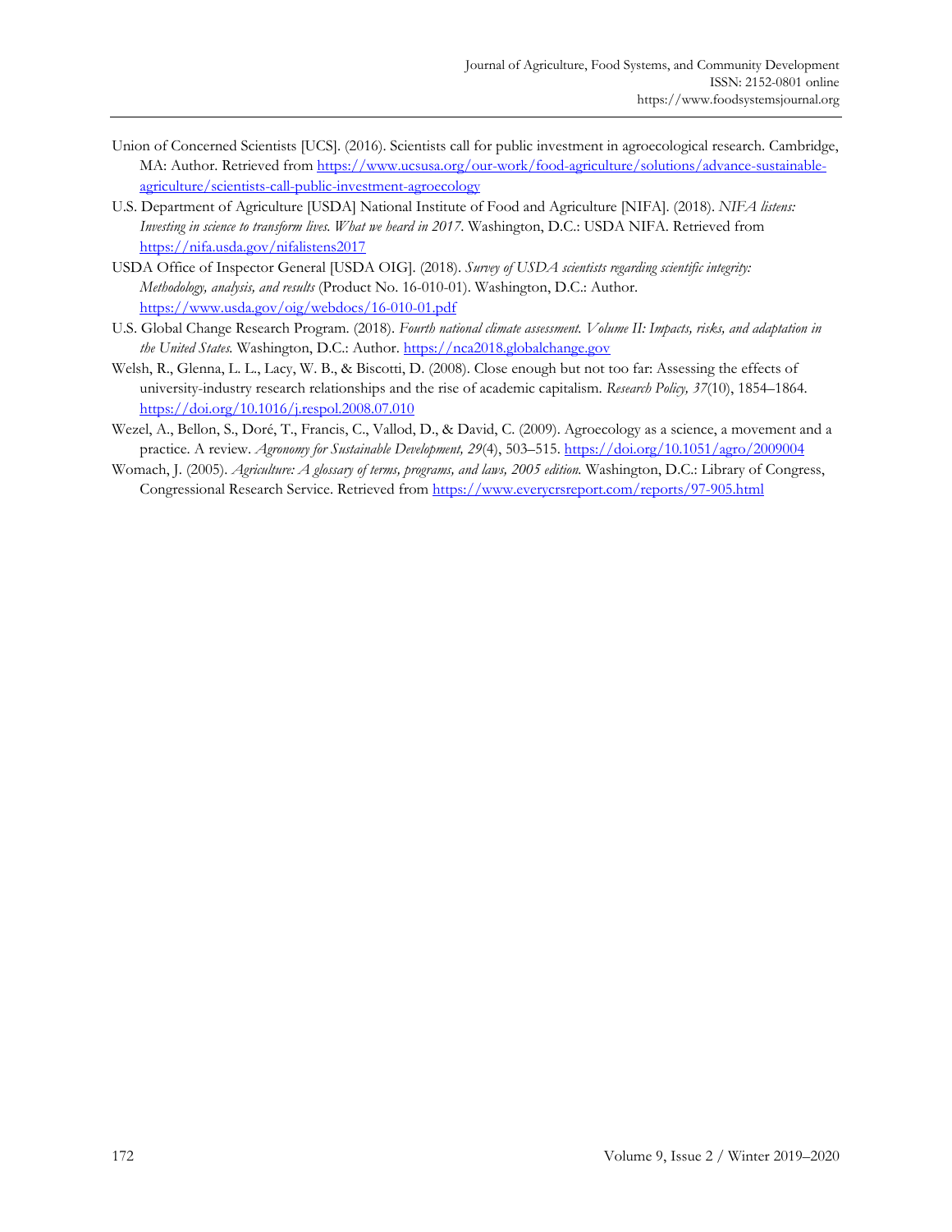Union of Concerned Scientists [UCS]. (2016). Scientists call for public investment in agroecological research. Cambridge, MA: Author. Retrieved from https://www.ucsusa.org/our-work/food-agriculture/solutions/advance-sustainable-agriculture/scientists-call-public-investment-agroecology

U.S. Department of Agriculture [USDA] National Institute of Food and Agriculture [NIFA]. (2018). *NIFA listens: Investing in science to transform lives. What we heard in 2017*. Washington, D.C.: USDA NIFA. Retrieved from https://nifa.usda.gov/nifalistens2017

USDA Office of Inspector General [USDA OIG]. (2018). *Survey of USDA scientists regarding scientific integrity: Methodology, analysis, and results* (Product No. 16-010-01). Washington, D.C.: Author. https://www.usda.gov/oig/webdocs/16-010-01.pdf

U.S. Global Change Research Program. (2018). *Fourth national climate assessment. Volume II: Impacts, risks, and adaptation in the United States.* Washington, D.C.: Author. https://nca2018.globalchange.gov

Welsh, R., Glenna, L. L., Lacy, W. B., & Biscotti, D. (2008). Close enough but not too far: Assessing the effects of university-industry research relationships and the rise of academic capitalism. *Research Policy, 37*(10), 1854–1864. https://doi.org/10.1016/j.respol.2008.07.010

Wezel, A., Bellon, S., Doré, T., Francis, C., Vallod, D., & David, C. (2009). Agroecology as a science, a movement and a practice. A review. *Agronomy for Sustainable Development, 29*(4), 503–515. https://doi.org/10.1051/agro/2009004

Womach, J. (2005). *Agriculture: A glossary of terms, programs, and laws, 2005 edition.* Washington, D.C.: Library of Congress, Congressional Research Service. Retrieved from https://www.everycrsreport.com/reports/97-905.html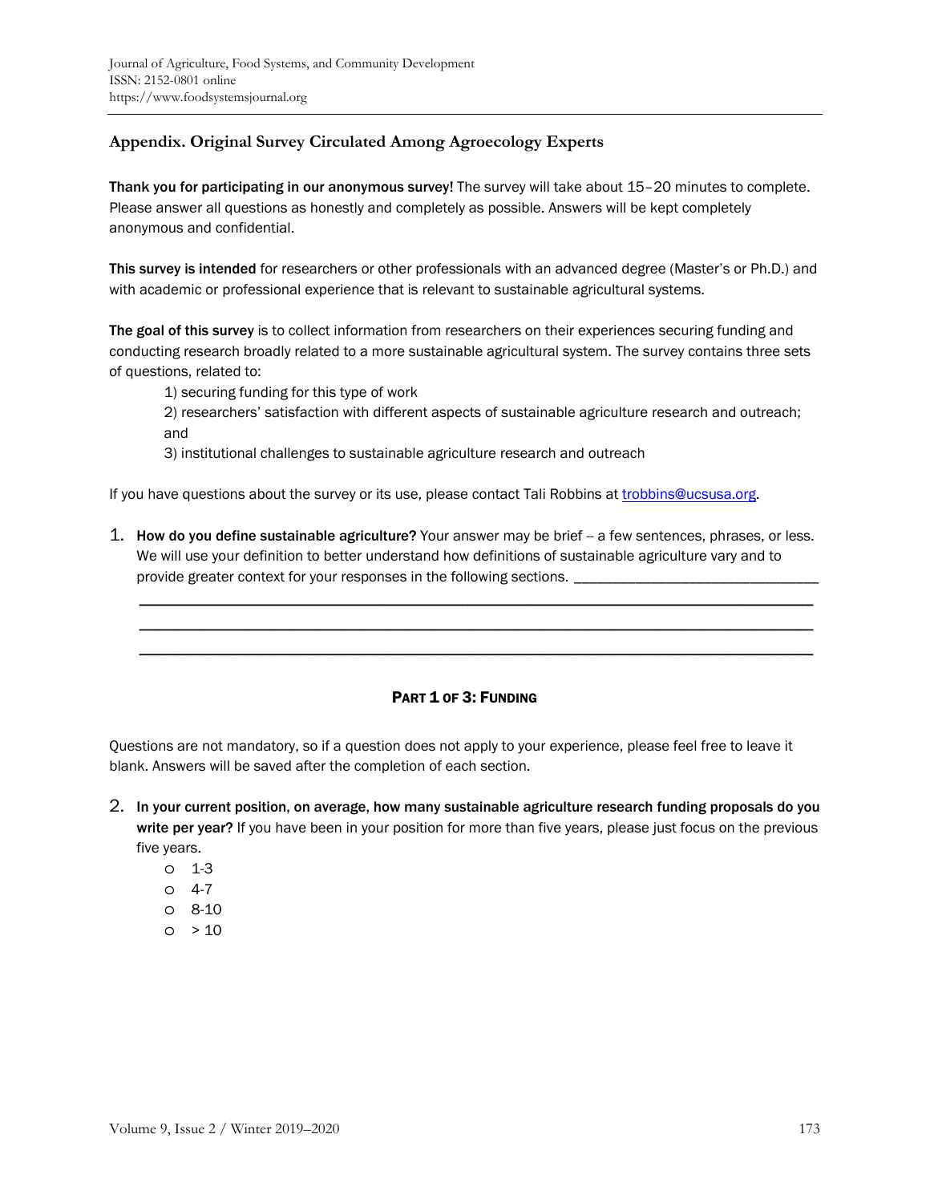## Appendix. Original Survey Circulated Among Agroecology Experts

**Thank you for participating in our anonymous survey!** The survey will take about 15–20 minutes to complete. Please answer all questions as honestly and completely as possible. Answers will be kept completely anonymous and confidential.

**This survey is intended** for researchers or other professionals with an advanced degree (Master's or Ph.D.) and with academic or professional experience that is relevant to sustainable agricultural systems.

**The goal of this survey** is to collect information from researchers on their experiences securing funding and conducting research broadly related to a more sustainable agricultural system. The survey contains three sets of questions, related to:

1) securing funding for this type of work
2) researchers' satisfaction with different aspects of sustainable agriculture research and outreach; and
3) institutional challenges to sustainable agriculture research and outreach

If you have questions about the survey or its use, please contact Tali Robbins at trobbins@ucsusa.org.

1. **How do you define sustainable agriculture?** Your answer may be brief -- a few sentences, phrases, or less. We will use your definition to better understand how definitions of sustainable agriculture vary and to provide greater context for your responses in the following sections. ________________________________
________________________________________________________________________________
________________________________________________________________________________
________________________________________________________________________________

### Part 1 of 3: Funding

Questions are not mandatory, so if a question does not apply to your experience, please feel free to leave it blank. Answers will be saved after the completion of each section.

2. **In your current position, on average, how many sustainable agriculture research funding proposals do you write per year?** If you have been in your position for more than five years, please just focus on the previous five years.
   - o 1-3
   - o 4-7
   - o 8-10
   - o > 10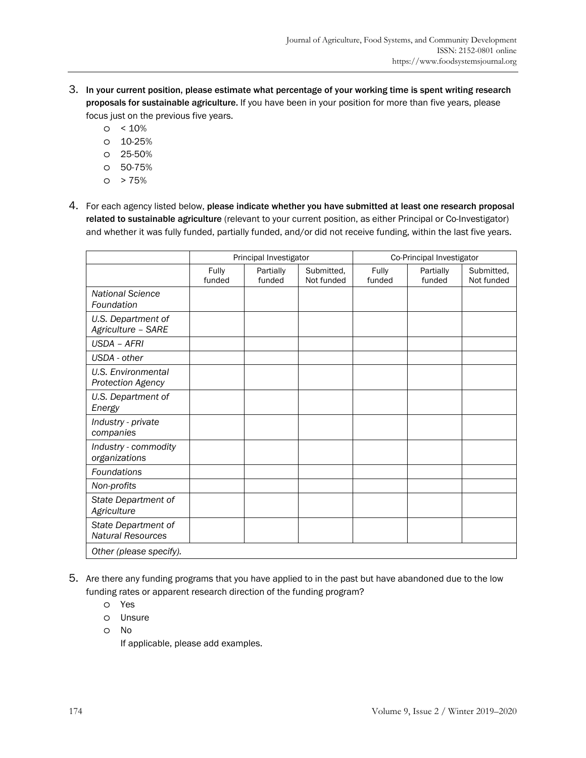3. **In your current position, please estimate what percentage of your working time is spent writing research proposals for sustainable agriculture.** If you have been in your position for more than five years, please focus just on the previous five years.
   - o < 10%
   - o 10-25%
   - o 25-50%
   - o 50-75%
   - o > 75%

4. For each agency listed below, **please indicate whether you have submitted at least one research proposal related to sustainable agriculture** (relevant to your current position, as either Principal or Co-Investigator) and whether it was fully funded, partially funded, and/or did not receive funding, within the last five years.

| | Principal Investigator | | | Co-Principal Investigator | | |
|---|---|---|---|---|---|---|
| | Fully funded | Partially funded | Submitted, Not funded | Fully funded | Partially funded | Submitted, Not funded |
| *National Science Foundation* | | | | | | |
| *U.S. Department of Agriculture – SARE* | | | | | | |
| *USDA – AFRI* | | | | | | |
| *USDA - other* | | | | | | |
| *U.S. Environmental Protection Agency* | | | | | | |
| *U.S. Department of Energy* | | | | | | |
| *Industry - private companies* | | | | | | |
| *Industry - commodity organizations* | | | | | | |
| *Foundations* | | | | | | |
| *Non-profits* | | | | | | |
| *State Department of Agriculture* | | | | | | |
| *State Department of Natural Resources* | | | | | | |
| *Other (please specify).* | | | | | | |

5. Are there any funding programs that you have applied to in the past but have abandoned due to the low funding rates or apparent research direction of the funding program?
   - o Yes
   - o Unsure
   - o No

   If applicable, please add examples.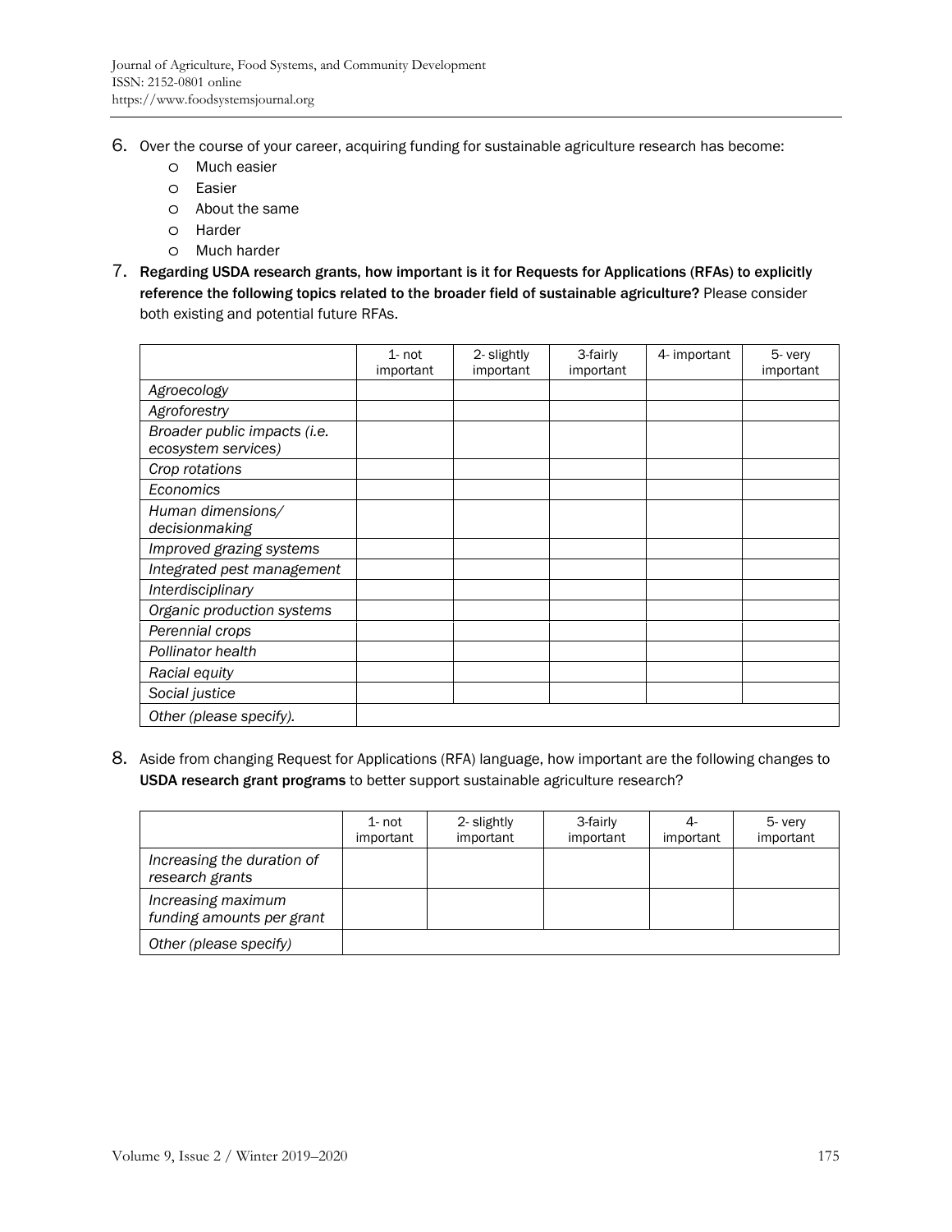6. Over the course of your career, acquiring funding for sustainable agriculture research has become:
   - Much easier
   - Easier
   - About the same
   - Harder
   - Much harder

7. **Regarding USDA research grants, how important is it for Requests for Applications (RFAs) to explicitly reference the following topics related to the broader field of sustainable agriculture?** Please consider both existing and potential future RFAs.

| | 1- not important | 2- slightly important | 3-fairly important | 4- important | 5- very important |
|---|---|---|---|---|---|
| *Agroecology* | | | | | |
| *Agroforestry* | | | | | |
| *Broader public impacts (i.e. ecosystem services)* | | | | | |
| *Crop rotations* | | | | | |
| *Economics* | | | | | |
| *Human dimensions/ decisionmaking* | | | | | |
| *Improved grazing systems* | | | | | |
| *Integrated pest management* | | | | | |
| *Interdisciplinary* | | | | | |
| *Organic production systems* | | | | | |
| *Perennial crops* | | | | | |
| *Pollinator health* | | | | | |
| *Racial equity* | | | | | |
| *Social justice* | | | | | |
| *Other (please specify).* | | | | | |

8. Aside from changing Request for Applications (RFA) language, how important are the following changes to **USDA research grant programs** to better support sustainable agriculture research?

| | 1- not important | 2- slightly important | 3-fairly important | 4- important | 5- very important |
|---|---|---|---|---|---|
| *Increasing the duration of research grants* | | | | | |
| *Increasing maximum funding amounts per grant* | | | | | |
| *Other (please specify)* | | | | | |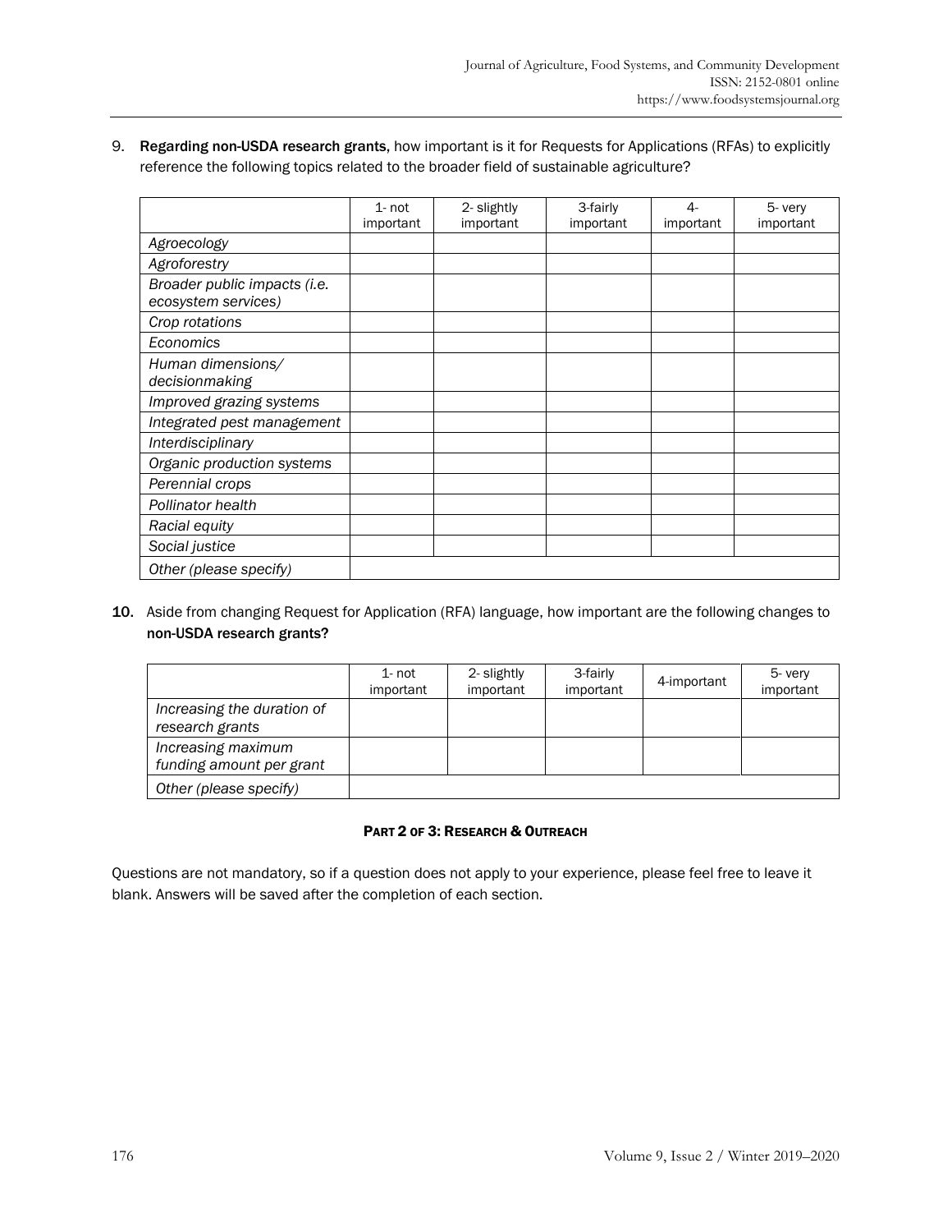9. **Regarding non-USDA research grants,** how important is it for Requests for Applications (RFAs) to explicitly reference the following topics related to the broader field of sustainable agriculture?

| | 1- not important | 2- slightly important | 3-fairly important | 4- important | 5- very important |
|---|---|---|---|---|---|
| *Agroecology* | | | | | |
| *Agroforestry* | | | | | |
| *Broader public impacts (i.e. ecosystem services)* | | | | | |
| *Crop rotations* | | | | | |
| *Economics* | | | | | |
| *Human dimensions/ decisionmaking* | | | | | |
| *Improved grazing systems* | | | | | |
| *Integrated pest management* | | | | | |
| *Interdisciplinary* | | | | | |
| *Organic production systems* | | | | | |
| *Perennial crops* | | | | | |
| *Pollinator health* | | | | | |
| *Racial equity* | | | | | |
| *Social justice* | | | | | |
| *Other (please specify)* | | | | | |

**10.** Aside from changing Request for Application (RFA) language, how important are the following changes to **non-USDA research grants?**

| | 1- not important | 2- slightly important | 3-fairly important | 4-important | 5- very important |
|---|---|---|---|---|---|
| *Increasing the duration of research grants* | | | | | |
| *Increasing maximum funding amount per grant* | | | | | |
| *Other (please specify)* | | | | | |

## PART 2 OF 3: RESEARCH & OUTREACH

Questions are not mandatory, so if a question does not apply to your experience, please feel free to leave it blank. Answers will be saved after the completion of each section.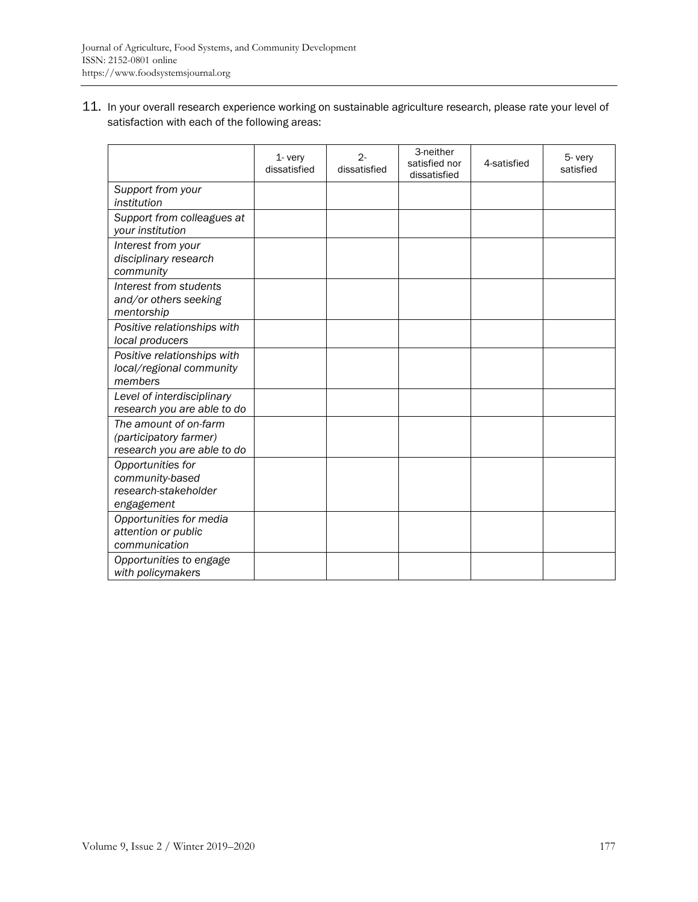11. In your overall research experience working on sustainable agriculture research, please rate your level of satisfaction with each of the following areas:

| | 1- very dissatisfied | 2- dissatisfied | 3-neither satisfied nor dissatisfied | 4-satisfied | 5- very satisfied |
|---|---|---|---|---|---|
| *Support from your institution* | | | | | |
| *Support from colleagues at your institution* | | | | | |
| *Interest from your disciplinary research community* | | | | | |
| *Interest from students and/or others seeking mentorship* | | | | | |
| *Positive relationships with local producers* | | | | | |
| *Positive relationships with local/regional community members* | | | | | |
| *Level of interdisciplinary research you are able to do* | | | | | |
| *The amount of on-farm (participatory farmer) research you are able to do* | | | | | |
| *Opportunities for community-based research-stakeholder engagement* | | | | | |
| *Opportunities for media attention or public communication* | | | | | |
| *Opportunities to engage with policymakers* | | | | | |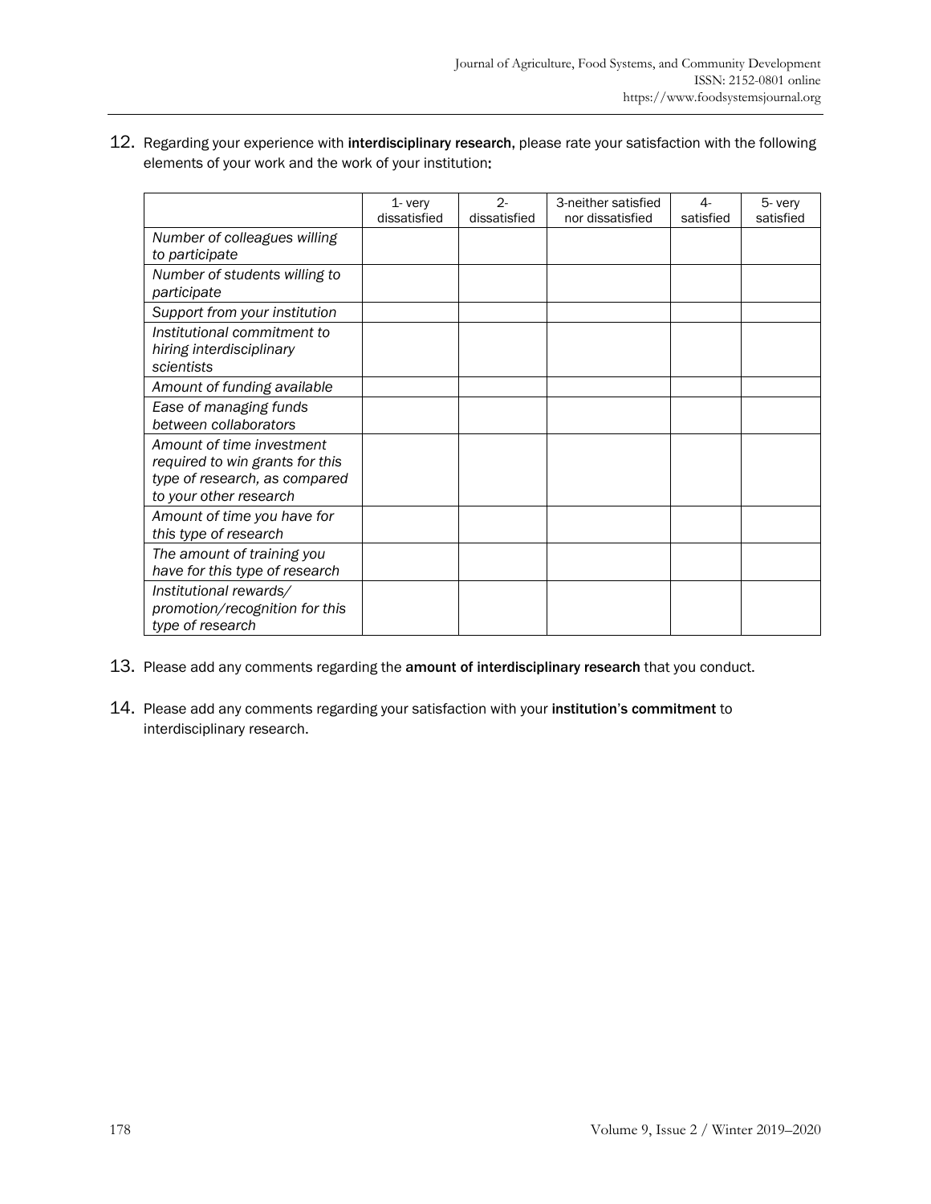12. Regarding your experience with **interdisciplinary research**, please rate your satisfaction with the following elements of your work and the work of your institution:

| | 1- very dissatisfied | 2- dissatisfied | 3-neither satisfied nor dissatisfied | 4- satisfied | 5- very satisfied |
|---|---|---|---|---|---|
| *Number of colleagues willing to participate* | | | | | |
| *Number of students willing to participate* | | | | | |
| *Support from your institution* | | | | | |
| *Institutional commitment to hiring interdisciplinary scientists* | | | | | |
| *Amount of funding available* | | | | | |
| *Ease of managing funds between collaborators* | | | | | |
| *Amount of time investment required to win grants for this type of research, as compared to your other research* | | | | | |
| *Amount of time you have for this type of research* | | | | | |
| *The amount of training you have for this type of research* | | | | | |
| *Institutional rewards/ promotion/recognition for this type of research* | | | | | |

13. Please add any comments regarding the **amount of interdisciplinary research** that you conduct.

14. Please add any comments regarding your satisfaction with your **institution's commitment** to interdisciplinary research.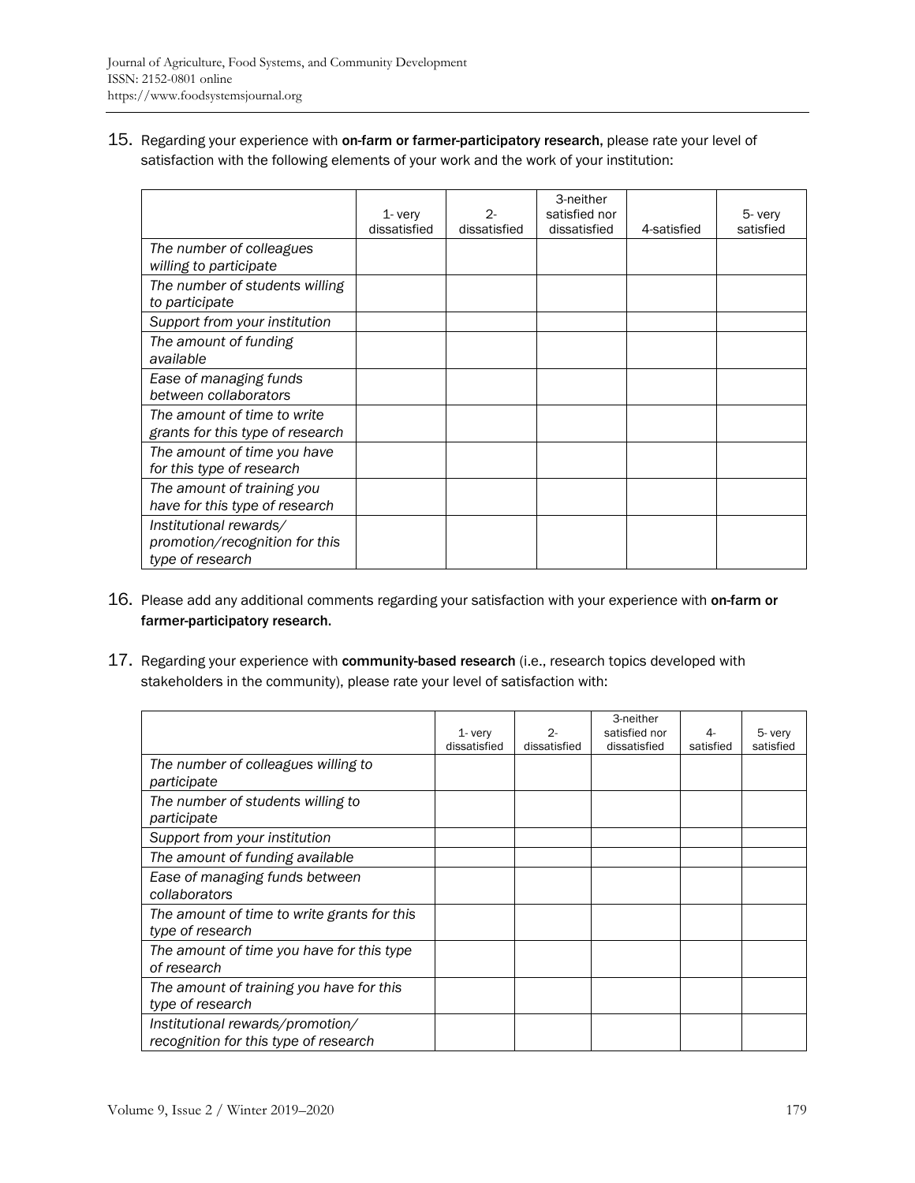15. Regarding your experience with **on-farm or farmer-participatory research**, please rate your level of satisfaction with the following elements of your work and the work of your institution:

| | 1- very dissatisfied | 2- dissatisfied | 3-neither satisfied nor dissatisfied | 4-satisfied | 5- very satisfied |
|---|---|---|---|---|---|
| *The number of colleagues willing to participate* | | | | | |
| *The number of students willing to participate* | | | | | |
| *Support from your institution* | | | | | |
| *The amount of funding available* | | | | | |
| *Ease of managing funds between collaborators* | | | | | |
| *The amount of time to write grants for this type of research* | | | | | |
| *The amount of time you have for this type of research* | | | | | |
| *The amount of training you have for this type of research* | | | | | |
| *Institutional rewards/ promotion/recognition for this type of research* | | | | | |

16. Please add any additional comments regarding your satisfaction with your experience with **on-farm or farmer-participatory research.**

17. Regarding your experience with **community-based research** (i.e., research topics developed with stakeholders in the community), please rate your level of satisfaction with:

| | 1- very dissatisfied | 2- dissatisfied | 3-neither satisfied nor dissatisfied | 4- satisfied | 5- very satisfied |
|---|---|---|---|---|---|
| *The number of colleagues willing to participate* | | | | | |
| *The number of students willing to participate* | | | | | |
| *Support from your institution* | | | | | |
| *The amount of funding available* | | | | | |
| *Ease of managing funds between collaborators* | | | | | |
| *The amount of time to write grants for this type of research* | | | | | |
| *The amount of time you have for this type of research* | | | | | |
| *The amount of training you have for this type of research* | | | | | |
| *Institutional rewards/promotion/ recognition for this type of research* | | | | | |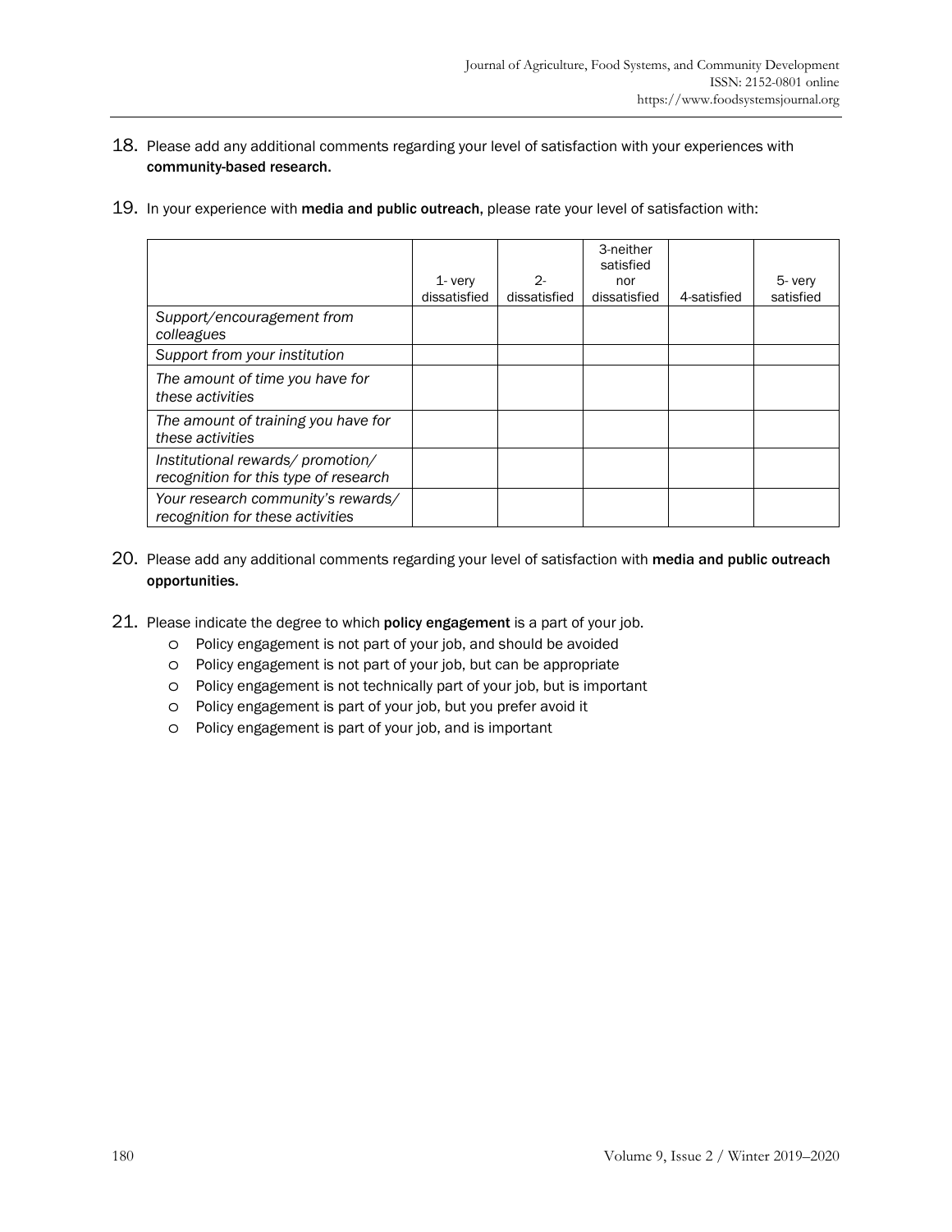18. Please add any additional comments regarding your level of satisfaction with your experiences with **community-based research.**

19. In your experience with **media and public outreach,** please rate your level of satisfaction with:

| | 1- very dissatisfied | 2- dissatisfied | 3-neither satisfied nor dissatisfied | 4-satisfied | 5- very satisfied |
|---|---|---|---|---|---|
| *Support/encouragement from colleagues* | | | | | |
| *Support from your institution* | | | | | |
| *The amount of time you have for these activities* | | | | | |
| *The amount of training you have for these activities* | | | | | |
| *Institutional rewards/ promotion/ recognition for this type of research* | | | | | |
| *Your research community's rewards/ recognition for these activities* | | | | | |

20. Please add any additional comments regarding your level of satisfaction with **media and public outreach opportunities.**

21. Please indicate the degree to which **policy engagement** is a part of your job.
    - Policy engagement is not part of your job, and should be avoided
    - Policy engagement is not part of your job, but can be appropriate
    - Policy engagement is not technically part of your job, but is important
    - Policy engagement is part of your job, but you prefer avoid it
    - Policy engagement is part of your job, and is important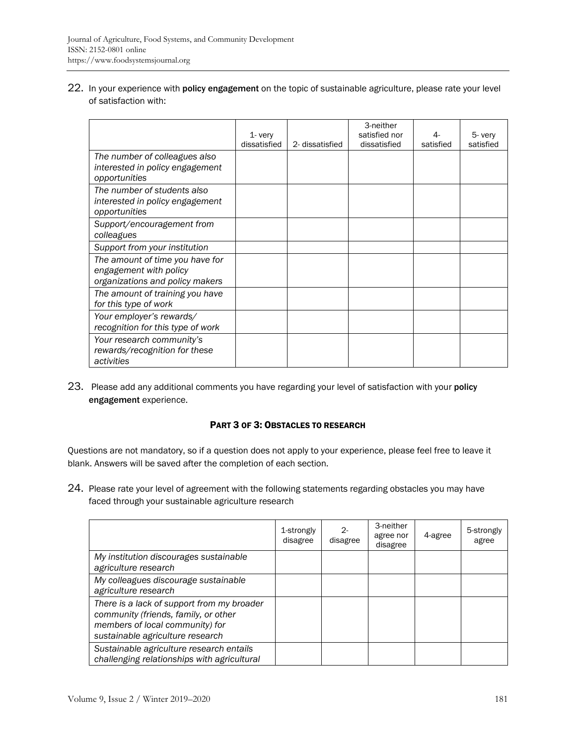22. In your experience with **policy engagement** on the topic of sustainable agriculture, please rate your level of satisfaction with:

| | 1- very dissatisfied | 2- dissatisfied | 3-neither satisfied nor dissatisfied | 4- satisfied | 5- very satisfied |
|---|---|---|---|---|---|
| *The number of colleagues also interested in policy engagement opportunities* | | | | | |
| *The number of students also interested in policy engagement opportunities* | | | | | |
| *Support/encouragement from colleagues* | | | | | |
| *Support from your institution* | | | | | |
| *The amount of time you have for engagement with policy organizations and policy makers* | | | | | |
| *The amount of training you have for this type of work* | | | | | |
| *Your employer's rewards/ recognition for this type of work* | | | | | |
| *Your research community's rewards/recognition for these activities* | | | | | |

23. Please add any additional comments you have regarding your level of satisfaction with your **policy engagement** experience.

### PART 3 OF 3: OBSTACLES TO RESEARCH

Questions are not mandatory, so if a question does not apply to your experience, please feel free to leave it blank. Answers will be saved after the completion of each section.

24. Please rate your level of agreement with the following statements regarding obstacles you may have faced through your sustainable agriculture research

| | 1-strongly disagree | 2- disagree | 3-neither agree nor disagree | 4-agree | 5-strongly agree |
|---|---|---|---|---|---|
| *My institution discourages sustainable agriculture research* | | | | | |
| *My colleagues discourage sustainable agriculture research* | | | | | |
| *There is a lack of support from my broader community (friends, family, or other members of local community) for sustainable agriculture research* | | | | | |
| *Sustainable agriculture research entails challenging relationships with agricultural* | | | | | |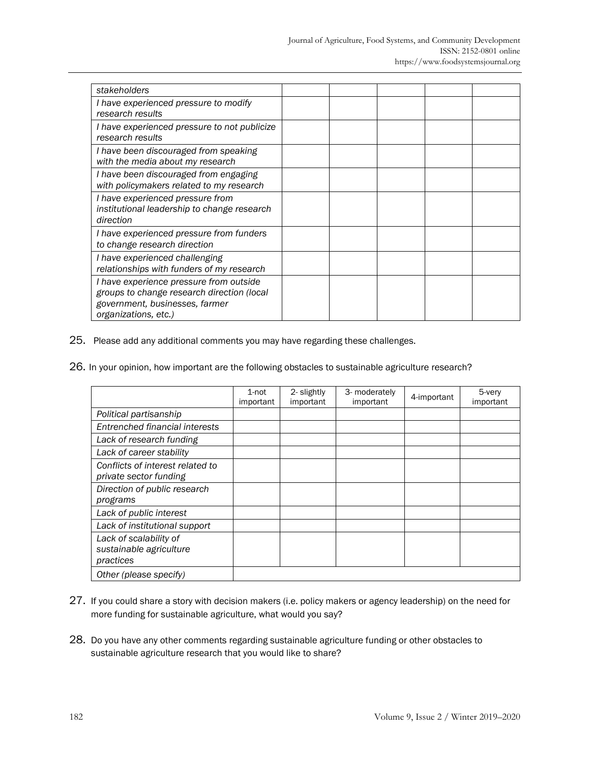| | | | | | |
|---|---|---|---|---|---|
| *stakeholders* | | | | | |
| *I have experienced pressure to modify research results* | | | | | |
| *I have experienced pressure to not publicize research results* | | | | | |
| *I have been discouraged from speaking with the media about my research* | | | | | |
| *I have been discouraged from engaging with policymakers related to my research* | | | | | |
| *I have experienced pressure from institutional leadership to change research direction* | | | | | |
| *I have experienced pressure from funders to change research direction* | | | | | |
| *I have experienced challenging relationships with funders of my research* | | | | | |
| *I have experience pressure from outside groups to change research direction (local government, businesses, farmer organizations, etc.)* | | | | | |

25. Please add any additional comments you may have regarding these challenges.

26. In your opinion, how important are the following obstacles to sustainable agriculture research?

| | 1-not important | 2- slightly important | 3- moderately important | 4-important | 5-very important |
|---|---|---|---|---|---|
| *Political partisanship* | | | | | |
| *Entrenched financial interests* | | | | | |
| *Lack of research funding* | | | | | |
| *Lack of career stability* | | | | | |
| *Conflicts of interest related to private sector funding* | | | | | |
| *Direction of public research programs* | | | | | |
| *Lack of public interest* | | | | | |
| *Lack of institutional support* | | | | | |
| *Lack of scalability of sustainable agriculture practices* | | | | | |
| *Other (please specify)* | | | | | |

27. If you could share a story with decision makers (i.e. policy makers or agency leadership) on the need for more funding for sustainable agriculture, what would you say?

28. Do you have any other comments regarding sustainable agriculture funding or other obstacles to sustainable agriculture research that you would like to share?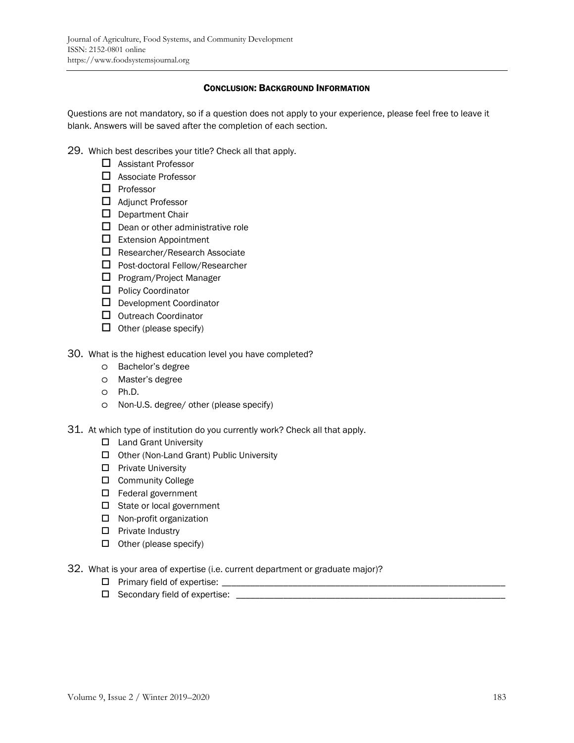## Conclusion: Background Information

Questions are not mandatory, so if a question does not apply to your experience, please feel free to leave it blank. Answers will be saved after the completion of each section.

29. Which best describes your title? Check all that apply.
    - ☐ Assistant Professor
    - ☐ Associate Professor
    - ☐ Professor
    - ☐ Adjunct Professor
    - ☐ Department Chair
    - ☐ Dean or other administrative role
    - ☐ Extension Appointment
    - ☐ Researcher/Research Associate
    - ☐ Post-doctoral Fellow/Researcher
    - ☐ Program/Project Manager
    - ☐ Policy Coordinator
    - ☐ Development Coordinator
    - ☐ Outreach Coordinator
    - ☐ Other (please specify)

30. What is the highest education level you have completed?
    - o Bachelor's degree
    - o Master's degree
    - o Ph.D.
    - o Non-U.S. degree/ other (please specify)

31. At which type of institution do you currently work? Check all that apply.
    - ☐ Land Grant University
    - ☐ Other (Non-Land Grant) Public University
    - ☐ Private University
    - ☐ Community College
    - ☐ Federal government
    - ☐ State or local government
    - ☐ Non-profit organization
    - ☐ Private Industry
    - ☐ Other (please specify)

32. What is your area of expertise (i.e. current department or graduate major)?
    - ☐ Primary field of expertise: ____________________________________________
    - ☐ Secondary field of expertise: ____________________________________________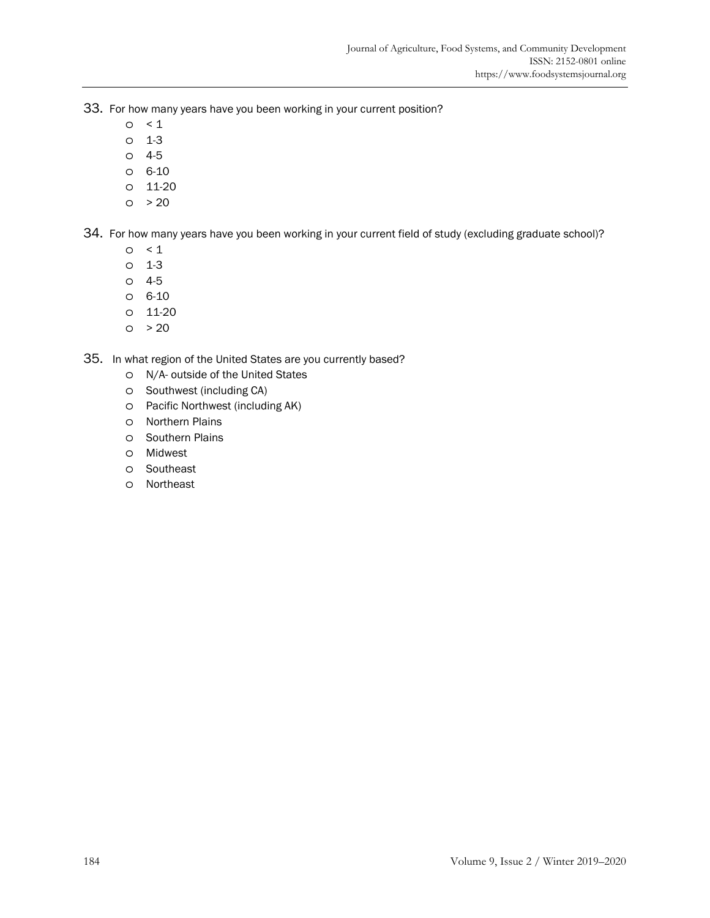33. For how many years have you been working in your current position?
    - o < 1
    - o 1-3
    - o 4-5
    - o 6-10
    - o 11-20
    - o > 20

34. For how many years have you been working in your current field of study (excluding graduate school)?
    - o < 1
    - o 1-3
    - o 4-5
    - o 6-10
    - o 11-20
    - o > 20

35. In what region of the United States are you currently based?
    - o N/A- outside of the United States
    - o Southwest (including CA)
    - o Pacific Northwest (including AK)
    - o Northern Plains
    - o Southern Plains
    - o Midwest
    - o Southeast
    - o Northeast